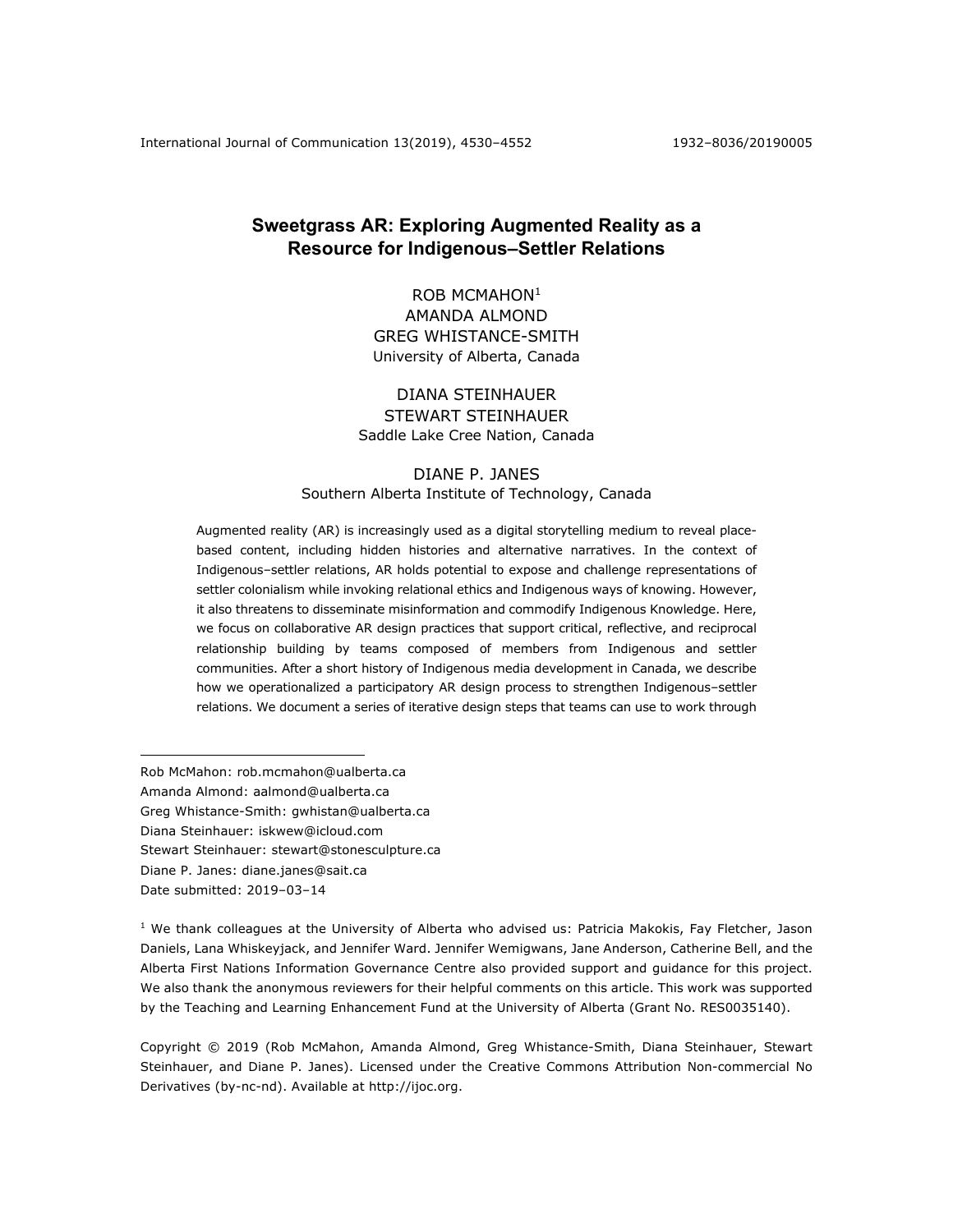# Sweetgrass AR: Exploring Augmented Reality as a Resource for Indigenous–Settler Relations

ROB MCMAHON[1]
AMANDA ALMOND
GREG WHISTANCE-SMITH
University of Alberta, Canada

DIANA STEINHAUER
STEWART STEINHAUER
Saddle Lake Cree Nation, Canada

DIANE P. JANES
Southern Alberta Institute of Technology, Canada

Augmented reality (AR) is increasingly used as a digital storytelling medium to reveal place-based content, including hidden histories and alternative narratives. In the context of Indigenous–settler relations, AR holds potential to expose and challenge representations of settler colonialism while invoking relational ethics and Indigenous ways of knowing. However, it also threatens to disseminate misinformation and commodify Indigenous Knowledge. Here, we focus on collaborative AR design practices that support critical, reflective, and reciprocal relationship building by teams composed of members from Indigenous and settler communities. After a short history of Indigenous media development in Canada, we describe how we operationalized a participatory AR design process to strengthen Indigenous–settler relations. We document a series of iterative design steps that teams can use to work through

---

Rob McMahon: rob.mcmahon@ualberta.ca
Amanda Almond: aalmond@ualberta.ca
Greg Whistance-Smith: gwhistan@ualberta.ca
Diana Steinhauer: iskwew@icloud.com
Stewart Steinhauer: stewart@stonesculpture.ca
Diane P. Janes: diane.janes@sait.ca
Date submitted: 2019–03–14

[1] We thank colleagues at the University of Alberta who advised us: Patricia Makokis, Fay Fletcher, Jason Daniels, Lana Whiskeyjack, and Jennifer Ward. Jennifer Wemigwans, Jane Anderson, Catherine Bell, and the Alberta First Nations Information Governance Centre also provided support and guidance for this project. We also thank the anonymous reviewers for their helpful comments on this article. This work was supported by the Teaching and Learning Enhancement Fund at the University of Alberta (Grant No. RES0035140).

Copyright © 2019 (Rob McMahon, Amanda Almond, Greg Whistance-Smith, Diana Steinhauer, Stewart Steinhauer, and Diane P. Janes). Licensed under the Creative Commons Attribution Non-commercial No Derivatives (by-nc-nd). Available at http://ijoc.org.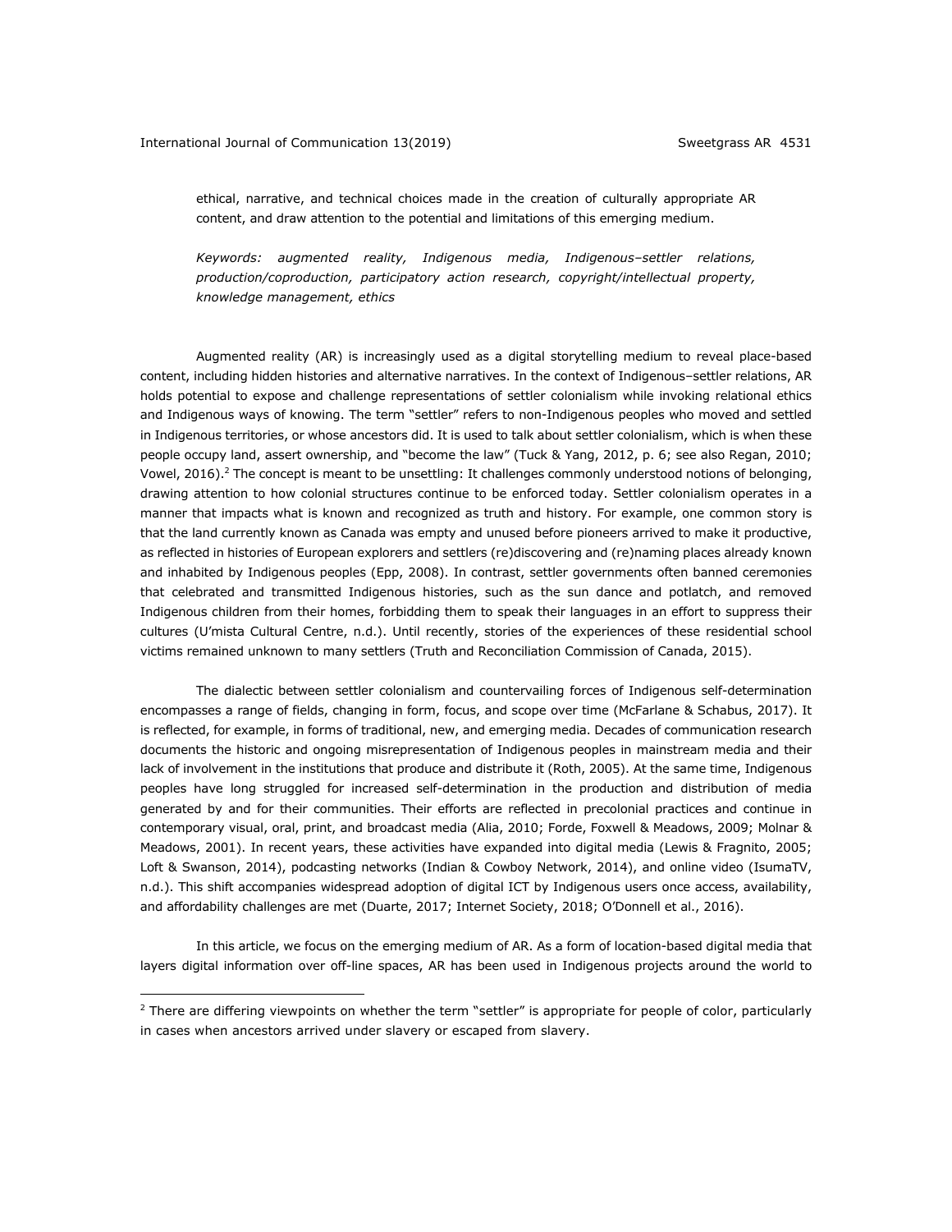ethical, narrative, and technical choices made in the creation of culturally appropriate AR content, and draw attention to the potential and limitations of this emerging medium.

*Keywords: augmented reality, Indigenous media, Indigenous–settler relations, production/coproduction, participatory action research, copyright/intellectual property, knowledge management, ethics*

Augmented reality (AR) is increasingly used as a digital storytelling medium to reveal place-based content, including hidden histories and alternative narratives. In the context of Indigenous–settler relations, AR holds potential to expose and challenge representations of settler colonialism while invoking relational ethics and Indigenous ways of knowing. The term "settler" refers to non-Indigenous peoples who moved and settled in Indigenous territories, or whose ancestors did. It is used to talk about settler colonialism, which is when these people occupy land, assert ownership, and "become the law" (Tuck & Yang, 2012, p. 6; see also Regan, 2010; Vowel, 2016).[2] The concept is meant to be unsettling: It challenges commonly understood notions of belonging, drawing attention to how colonial structures continue to be enforced today. Settler colonialism operates in a manner that impacts what is known and recognized as truth and history. For example, one common story is that the land currently known as Canada was empty and unused before pioneers arrived to make it productive, as reflected in histories of European explorers and settlers (re)discovering and (re)naming places already known and inhabited by Indigenous peoples (Epp, 2008). In contrast, settler governments often banned ceremonies that celebrated and transmitted Indigenous histories, such as the sun dance and potlatch, and removed Indigenous children from their homes, forbidding them to speak their languages in an effort to suppress their cultures (U'mista Cultural Centre, n.d.). Until recently, stories of the experiences of these residential school victims remained unknown to many settlers (Truth and Reconciliation Commission of Canada, 2015).

The dialectic between settler colonialism and countervailing forces of Indigenous self-determination encompasses a range of fields, changing in form, focus, and scope over time (McFarlane & Schabus, 2017). It is reflected, for example, in forms of traditional, new, and emerging media. Decades of communication research documents the historic and ongoing misrepresentation of Indigenous peoples in mainstream media and their lack of involvement in the institutions that produce and distribute it (Roth, 2005). At the same time, Indigenous peoples have long struggled for increased self-determination in the production and distribution of media generated by and for their communities. Their efforts are reflected in precolonial practices and continue in contemporary visual, oral, print, and broadcast media (Alia, 2010; Forde, Foxwell & Meadows, 2009; Molnar & Meadows, 2001). In recent years, these activities have expanded into digital media (Lewis & Fragnito, 2005; Loft & Swanson, 2014), podcasting networks (Indian & Cowboy Network, 2014), and online video (IsumaTV, n.d.). This shift accompanies widespread adoption of digital ICT by Indigenous users once access, availability, and affordability challenges are met (Duarte, 2017; Internet Society, 2018; O'Donnell et al., 2016).

In this article, we focus on the emerging medium of AR. As a form of location-based digital media that layers digital information over off-line spaces, AR has been used in Indigenous projects around the world to

[2] There are differing viewpoints on whether the term "settler" is appropriate for people of color, particularly in cases when ancestors arrived under slavery or escaped from slavery.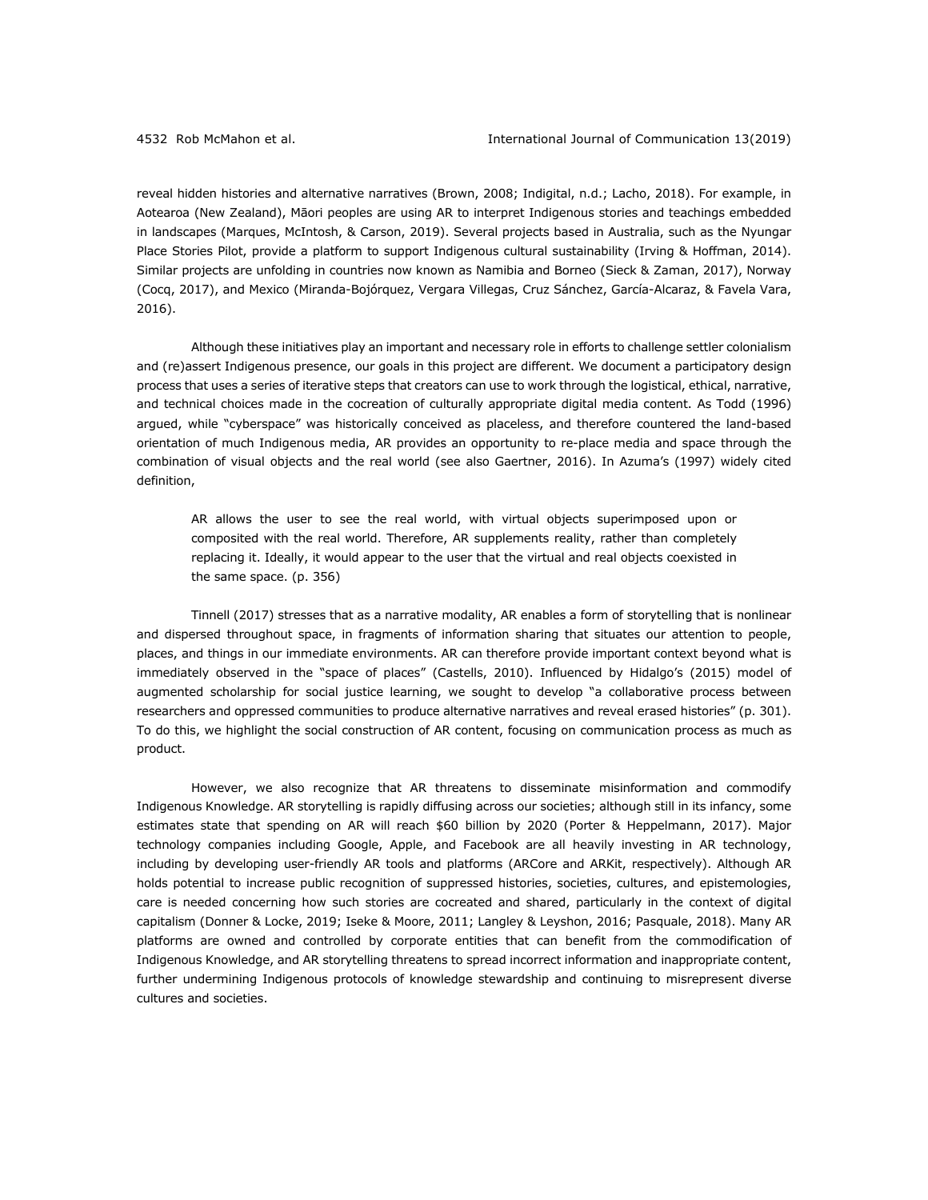reveal hidden histories and alternative narratives (Brown, 2008; Indigital, n.d.; Lacho, 2018). For example, in Aotearoa (New Zealand), Māori peoples are using AR to interpret Indigenous stories and teachings embedded in landscapes (Marques, McIntosh, & Carson, 2019). Several projects based in Australia, such as the Nyungar Place Stories Pilot, provide a platform to support Indigenous cultural sustainability (Irving & Hoffman, 2014). Similar projects are unfolding in countries now known as Namibia and Borneo (Sieck & Zaman, 2017), Norway (Cocq, 2017), and Mexico (Miranda-Bojórquez, Vergara Villegas, Cruz Sánchez, García-Alcaraz, & Favela Vara, 2016).

Although these initiatives play an important and necessary role in efforts to challenge settler colonialism and (re)assert Indigenous presence, our goals in this project are different. We document a participatory design process that uses a series of iterative steps that creators can use to work through the logistical, ethical, narrative, and technical choices made in the cocreation of culturally appropriate digital media content. As Todd (1996) argued, while "cyberspace" was historically conceived as placeless, and therefore countered the land-based orientation of much Indigenous media, AR provides an opportunity to re-place media and space through the combination of visual objects and the real world (see also Gaertner, 2016). In Azuma's (1997) widely cited definition,

> AR allows the user to see the real world, with virtual objects superimposed upon or composited with the real world. Therefore, AR supplements reality, rather than completely replacing it. Ideally, it would appear to the user that the virtual and real objects coexisted in the same space. (p. 356)

Tinnell (2017) stresses that as a narrative modality, AR enables a form of storytelling that is nonlinear and dispersed throughout space, in fragments of information sharing that situates our attention to people, places, and things in our immediate environments. AR can therefore provide important context beyond what is immediately observed in the "space of places" (Castells, 2010). Influenced by Hidalgo's (2015) model of augmented scholarship for social justice learning, we sought to develop "a collaborative process between researchers and oppressed communities to produce alternative narratives and reveal erased histories" (p. 301). To do this, we highlight the social construction of AR content, focusing on communication process as much as product.

However, we also recognize that AR threatens to disseminate misinformation and commodify Indigenous Knowledge. AR storytelling is rapidly diffusing across our societies; although still in its infancy, some estimates state that spending on AR will reach $60 billion by 2020 (Porter & Heppelmann, 2017). Major technology companies including Google, Apple, and Facebook are all heavily investing in AR technology, including by developing user-friendly AR tools and platforms (ARCore and ARKit, respectively). Although AR holds potential to increase public recognition of suppressed histories, societies, cultures, and epistemologies, care is needed concerning how such stories are cocreated and shared, particularly in the context of digital capitalism (Donner & Locke, 2019; Iseke & Moore, 2011; Langley & Leyshon, 2016; Pasquale, 2018). Many AR platforms are owned and controlled by corporate entities that can benefit from the commodification of Indigenous Knowledge, and AR storytelling threatens to spread incorrect information and inappropriate content, further undermining Indigenous protocols of knowledge stewardship and continuing to misrepresent diverse cultures and societies.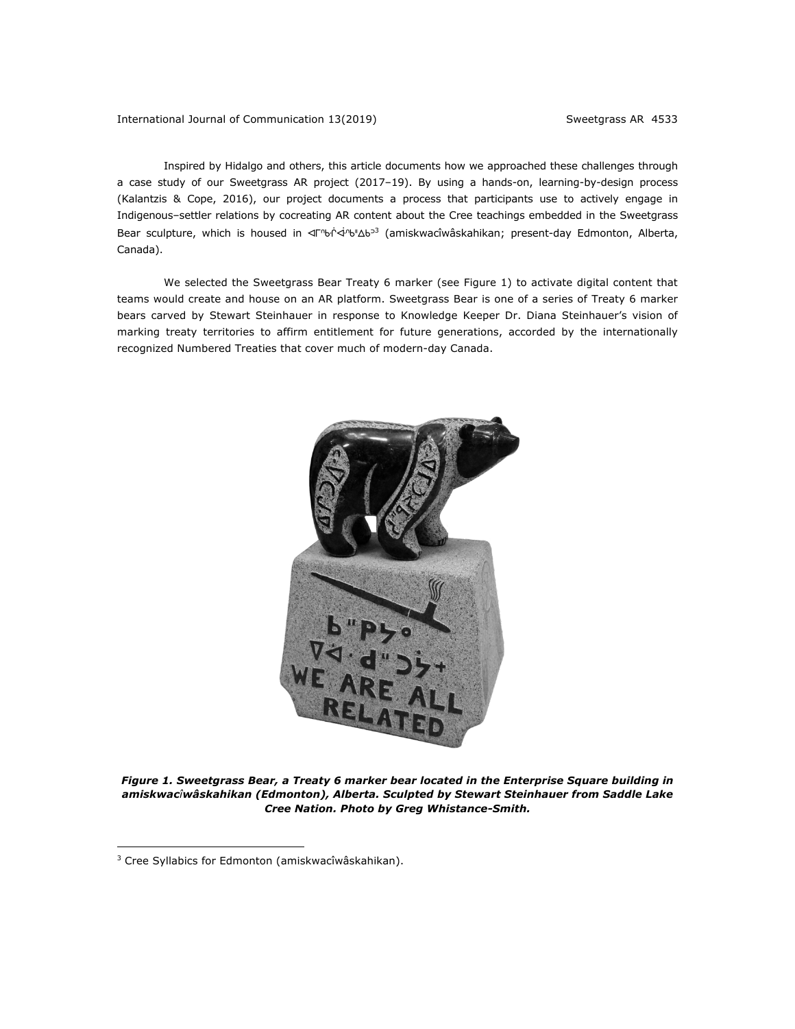Inspired by Hidalgo and others, this article documents how we approached these challenges through a case study of our Sweetgrass AR project (2017–19). By using a hands-on, learning-by-design process (Kalantzis & Cope, 2016), our project documents a process that participants use to actively engage in Indigenous–settler relations by cocreating AR content about the Cree teachings embedded in the Sweetgrass Bear sculpture, which is housed in ᐊᒥᐢᑲᒌᐚᐢᑲᐦᐃᑲᐣ[3] (amiskwacîwâskahikan; present-day Edmonton, Alberta, Canada).

We selected the Sweetgrass Bear Treaty 6 marker (see Figure 1) to activate digital content that teams would create and house on an AR platform. Sweetgrass Bear is one of a series of Treaty 6 marker bears carved by Stewart Steinhauer in response to Knowledge Keeper Dr. Diana Steinhauer's vision of marking treaty territories to affirm entitlement for future generations, accorded by the internationally recognized Numbered Treaties that cover much of modern-day Canada.

***Figure 1. Sweetgrass Bear, a Treaty 6 marker bear located in the Enterprise Square building in amiskwacîwâskahikan (Edmonton), Alberta. Sculpted by Stewart Steinhauer from Saddle Lake Cree Nation. Photo by Greg Whistance-Smith.***

[3] Cree Syllabics for Edmonton (amiskwacîwâskahikan).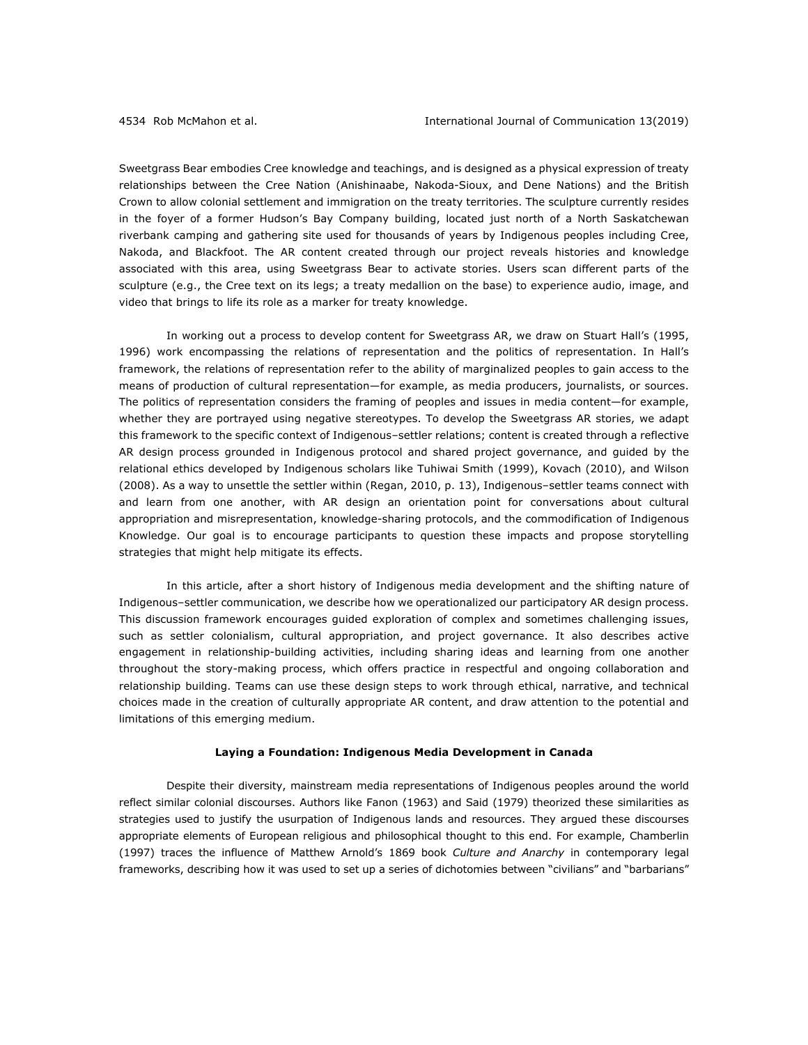Sweetgrass Bear embodies Cree knowledge and teachings, and is designed as a physical expression of treaty relationships between the Cree Nation (Anishinaabe, Nakoda-Sioux, and Dene Nations) and the British Crown to allow colonial settlement and immigration on the treaty territories. The sculpture currently resides in the foyer of a former Hudson's Bay Company building, located just north of a North Saskatchewan riverbank camping and gathering site used for thousands of years by Indigenous peoples including Cree, Nakoda, and Blackfoot. The AR content created through our project reveals histories and knowledge associated with this area, using Sweetgrass Bear to activate stories. Users scan different parts of the sculpture (e.g., the Cree text on its legs; a treaty medallion on the base) to experience audio, image, and video that brings to life its role as a marker for treaty knowledge.

In working out a process to develop content for Sweetgrass AR, we draw on Stuart Hall's (1995, 1996) work encompassing the relations of representation and the politics of representation. In Hall's framework, the relations of representation refer to the ability of marginalized peoples to gain access to the means of production of cultural representation—for example, as media producers, journalists, or sources. The politics of representation considers the framing of peoples and issues in media content—for example, whether they are portrayed using negative stereotypes. To develop the Sweetgrass AR stories, we adapt this framework to the specific context of Indigenous–settler relations; content is created through a reflective AR design process grounded in Indigenous protocol and shared project governance, and guided by the relational ethics developed by Indigenous scholars like Tuhiwai Smith (1999), Kovach (2010), and Wilson (2008). As a way to unsettle the settler within (Regan, 2010, p. 13), Indigenous–settler teams connect with and learn from one another, with AR design an orientation point for conversations about cultural appropriation and misrepresentation, knowledge-sharing protocols, and the commodification of Indigenous Knowledge. Our goal is to encourage participants to question these impacts and propose storytelling strategies that might help mitigate its effects.

In this article, after a short history of Indigenous media development and the shifting nature of Indigenous–settler communication, we describe how we operationalized our participatory AR design process. This discussion framework encourages guided exploration of complex and sometimes challenging issues, such as settler colonialism, cultural appropriation, and project governance. It also describes active engagement in relationship-building activities, including sharing ideas and learning from one another throughout the story-making process, which offers practice in respectful and ongoing collaboration and relationship building. Teams can use these design steps to work through ethical, narrative, and technical choices made in the creation of culturally appropriate AR content, and draw attention to the potential and limitations of this emerging medium.

## Laying a Foundation: Indigenous Media Development in Canada

Despite their diversity, mainstream media representations of Indigenous peoples around the world reflect similar colonial discourses. Authors like Fanon (1963) and Said (1979) theorized these similarities as strategies used to justify the usurpation of Indigenous lands and resources. They argued these discourses appropriate elements of European religious and philosophical thought to this end. For example, Chamberlin (1997) traces the influence of Matthew Arnold's 1869 book *Culture and Anarchy* in contemporary legal frameworks, describing how it was used to set up a series of dichotomies between "civilians" and "barbarians"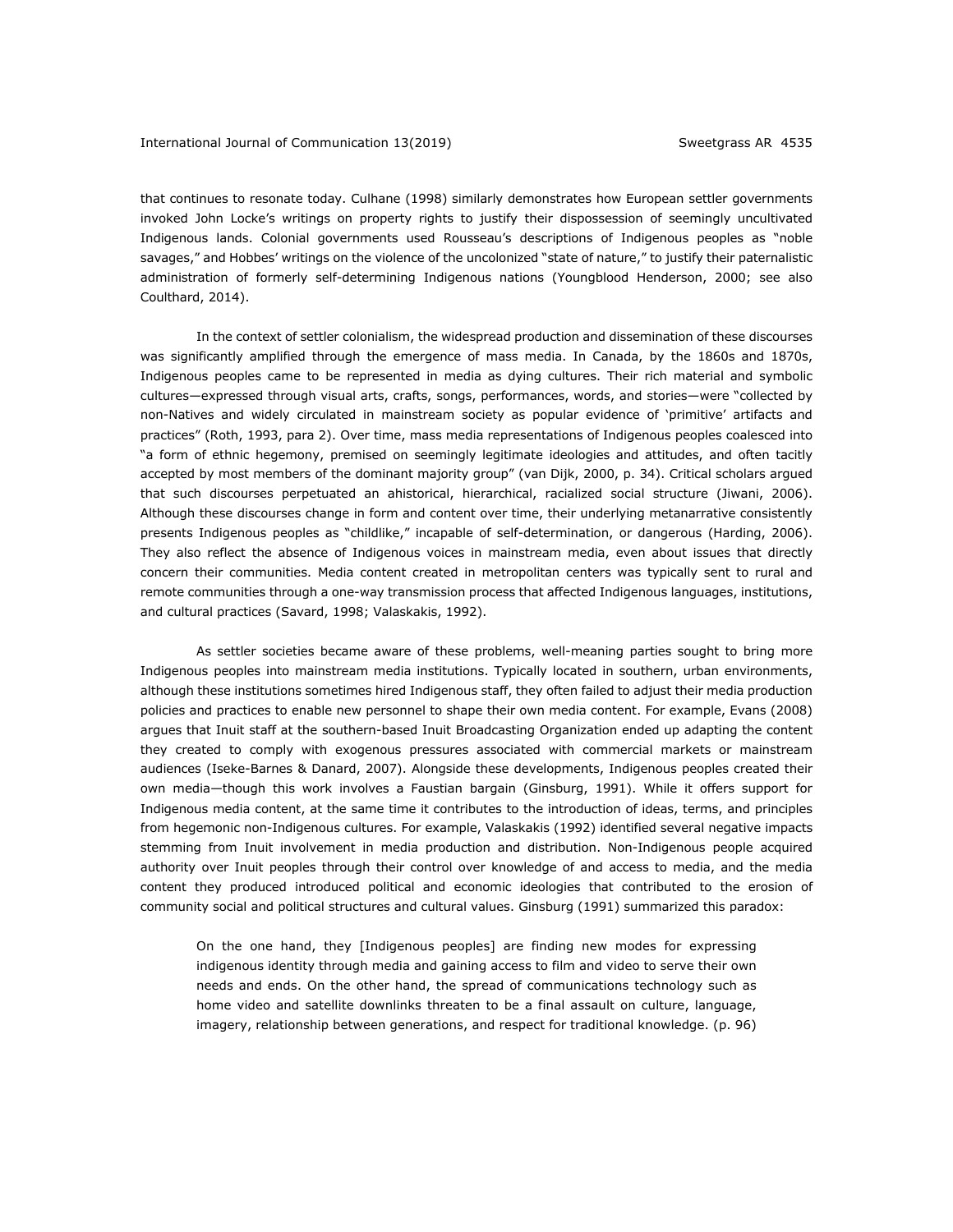that continues to resonate today. Culhane (1998) similarly demonstrates how European settler governments invoked John Locke's writings on property rights to justify their dispossession of seemingly uncultivated Indigenous lands. Colonial governments used Rousseau's descriptions of Indigenous peoples as "noble savages," and Hobbes' writings on the violence of the uncolonized "state of nature," to justify their paternalistic administration of formerly self-determining Indigenous nations (Youngblood Henderson, 2000; see also Coulthard, 2014).

In the context of settler colonialism, the widespread production and dissemination of these discourses was significantly amplified through the emergence of mass media. In Canada, by the 1860s and 1870s, Indigenous peoples came to be represented in media as dying cultures. Their rich material and symbolic cultures—expressed through visual arts, crafts, songs, performances, words, and stories—were "collected by non-Natives and widely circulated in mainstream society as popular evidence of 'primitive' artifacts and practices" (Roth, 1993, para 2). Over time, mass media representations of Indigenous peoples coalesced into "a form of ethnic hegemony, premised on seemingly legitimate ideologies and attitudes, and often tacitly accepted by most members of the dominant majority group" (van Dijk, 2000, p. 34). Critical scholars argued that such discourses perpetuated an ahistorical, hierarchical, racialized social structure (Jiwani, 2006). Although these discourses change in form and content over time, their underlying metanarrative consistently presents Indigenous peoples as "childlike," incapable of self-determination, or dangerous (Harding, 2006). They also reflect the absence of Indigenous voices in mainstream media, even about issues that directly concern their communities. Media content created in metropolitan centers was typically sent to rural and remote communities through a one-way transmission process that affected Indigenous languages, institutions, and cultural practices (Savard, 1998; Valaskakis, 1992).

As settler societies became aware of these problems, well-meaning parties sought to bring more Indigenous peoples into mainstream media institutions. Typically located in southern, urban environments, although these institutions sometimes hired Indigenous staff, they often failed to adjust their media production policies and practices to enable new personnel to shape their own media content. For example, Evans (2008) argues that Inuit staff at the southern-based Inuit Broadcasting Organization ended up adapting the content they created to comply with exogenous pressures associated with commercial markets or mainstream audiences (Iseke-Barnes & Danard, 2007). Alongside these developments, Indigenous peoples created their own media—though this work involves a Faustian bargain (Ginsburg, 1991). While it offers support for Indigenous media content, at the same time it contributes to the introduction of ideas, terms, and principles from hegemonic non-Indigenous cultures. For example, Valaskakis (1992) identified several negative impacts stemming from Inuit involvement in media production and distribution. Non-Indigenous people acquired authority over Inuit peoples through their control over knowledge of and access to media, and the media content they produced introduced political and economic ideologies that contributed to the erosion of community social and political structures and cultural values. Ginsburg (1991) summarized this paradox:

> On the one hand, they [Indigenous peoples] are finding new modes for expressing indigenous identity through media and gaining access to film and video to serve their own needs and ends. On the other hand, the spread of communications technology such as home video and satellite downlinks threaten to be a final assault on culture, language, imagery, relationship between generations, and respect for traditional knowledge. (p. 96)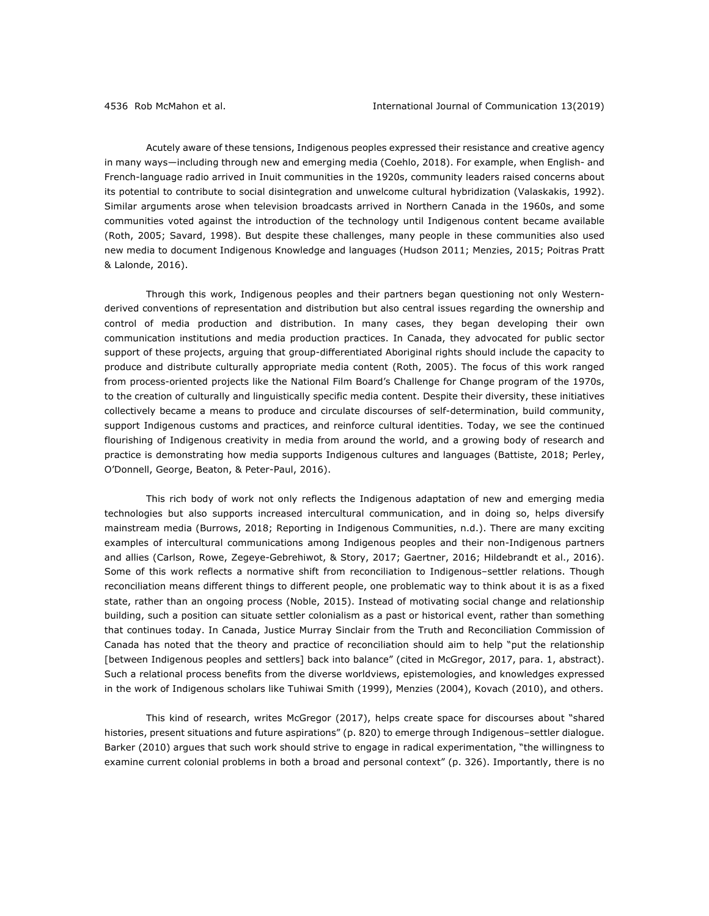Acutely aware of these tensions, Indigenous peoples expressed their resistance and creative agency in many ways—including through new and emerging media (Coehlo, 2018). For example, when English- and French-language radio arrived in Inuit communities in the 1920s, community leaders raised concerns about its potential to contribute to social disintegration and unwelcome cultural hybridization (Valaskakis, 1992). Similar arguments arose when television broadcasts arrived in Northern Canada in the 1960s, and some communities voted against the introduction of the technology until Indigenous content became available (Roth, 2005; Savard, 1998). But despite these challenges, many people in these communities also used new media to document Indigenous Knowledge and languages (Hudson 2011; Menzies, 2015; Poitras Pratt & Lalonde, 2016).

Through this work, Indigenous peoples and their partners began questioning not only Western-derived conventions of representation and distribution but also central issues regarding the ownership and control of media production and distribution. In many cases, they began developing their own communication institutions and media production practices. In Canada, they advocated for public sector support of these projects, arguing that group-differentiated Aboriginal rights should include the capacity to produce and distribute culturally appropriate media content (Roth, 2005). The focus of this work ranged from process-oriented projects like the National Film Board's Challenge for Change program of the 1970s, to the creation of culturally and linguistically specific media content. Despite their diversity, these initiatives collectively became a means to produce and circulate discourses of self-determination, build community, support Indigenous customs and practices, and reinforce cultural identities. Today, we see the continued flourishing of Indigenous creativity in media from around the world, and a growing body of research and practice is demonstrating how media supports Indigenous cultures and languages (Battiste, 2018; Perley, O'Donnell, George, Beaton, & Peter-Paul, 2016).

This rich body of work not only reflects the Indigenous adaptation of new and emerging media technologies but also supports increased intercultural communication, and in doing so, helps diversify mainstream media (Burrows, 2018; Reporting in Indigenous Communities, n.d.). There are many exciting examples of intercultural communications among Indigenous peoples and their non-Indigenous partners and allies (Carlson, Rowe, Zegeye-Gebrehiwot, & Story, 2017; Gaertner, 2016; Hildebrandt et al., 2016). Some of this work reflects a normative shift from reconciliation to Indigenous–settler relations. Though reconciliation means different things to different people, one problematic way to think about it is as a fixed state, rather than an ongoing process (Noble, 2015). Instead of motivating social change and relationship building, such a position can situate settler colonialism as a past or historical event, rather than something that continues today. In Canada, Justice Murray Sinclair from the Truth and Reconciliation Commission of Canada has noted that the theory and practice of reconciliation should aim to help "put the relationship [between Indigenous peoples and settlers] back into balance" (cited in McGregor, 2017, para. 1, abstract). Such a relational process benefits from the diverse worldviews, epistemologies, and knowledges expressed in the work of Indigenous scholars like Tuhiwai Smith (1999), Menzies (2004), Kovach (2010), and others.

This kind of research, writes McGregor (2017), helps create space for discourses about "shared histories, present situations and future aspirations" (p. 820) to emerge through Indigenous–settler dialogue. Barker (2010) argues that such work should strive to engage in radical experimentation, "the willingness to examine current colonial problems in both a broad and personal context" (p. 326). Importantly, there is no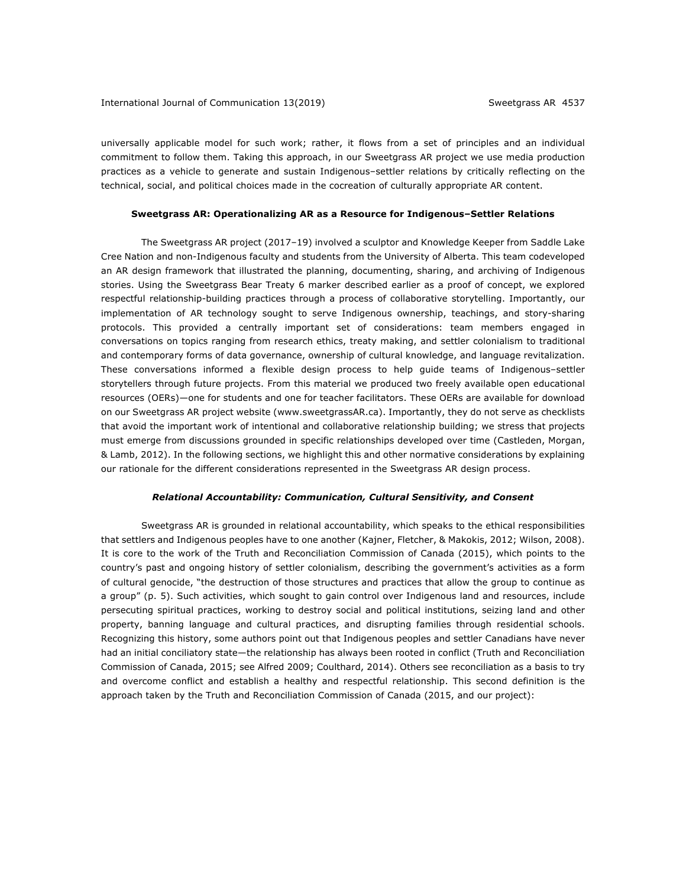universally applicable model for such work; rather, it flows from a set of principles and an individual commitment to follow them. Taking this approach, in our Sweetgrass AR project we use media production practices as a vehicle to generate and sustain Indigenous–settler relations by critically reflecting on the technical, social, and political choices made in the cocreation of culturally appropriate AR content.

## Sweetgrass AR: Operationalizing AR as a Resource for Indigenous–Settler Relations

The Sweetgrass AR project (2017–19) involved a sculptor and Knowledge Keeper from Saddle Lake Cree Nation and non-Indigenous faculty and students from the University of Alberta. This team codeveloped an AR design framework that illustrated the planning, documenting, sharing, and archiving of Indigenous stories. Using the Sweetgrass Bear Treaty 6 marker described earlier as a proof of concept, we explored respectful relationship-building practices through a process of collaborative storytelling. Importantly, our implementation of AR technology sought to serve Indigenous ownership, teachings, and story-sharing protocols. This provided a centrally important set of considerations: team members engaged in conversations on topics ranging from research ethics, treaty making, and settler colonialism to traditional and contemporary forms of data governance, ownership of cultural knowledge, and language revitalization. These conversations informed a flexible design process to help guide teams of Indigenous–settler storytellers through future projects. From this material we produced two freely available open educational resources (OERs)—one for students and one for teacher facilitators. These OERs are available for download on our Sweetgrass AR project website (www.sweetgrassAR.ca). Importantly, they do not serve as checklists that avoid the important work of intentional and collaborative relationship building; we stress that projects must emerge from discussions grounded in specific relationships developed over time (Castleden, Morgan, & Lamb, 2012). In the following sections, we highlight this and other normative considerations by explaining our rationale for the different considerations represented in the Sweetgrass AR design process.

### *Relational Accountability: Communication, Cultural Sensitivity, and Consent*

Sweetgrass AR is grounded in relational accountability, which speaks to the ethical responsibilities that settlers and Indigenous peoples have to one another (Kajner, Fletcher, & Makokis, 2012; Wilson, 2008). It is core to the work of the Truth and Reconciliation Commission of Canada (2015), which points to the country's past and ongoing history of settler colonialism, describing the government's activities as a form of cultural genocide, "the destruction of those structures and practices that allow the group to continue as a group" (p. 5). Such activities, which sought to gain control over Indigenous land and resources, include persecuting spiritual practices, working to destroy social and political institutions, seizing land and other property, banning language and cultural practices, and disrupting families through residential schools. Recognizing this history, some authors point out that Indigenous peoples and settler Canadians have never had an initial conciliatory state—the relationship has always been rooted in conflict (Truth and Reconciliation Commission of Canada, 2015; see Alfred 2009; Coulthard, 2014). Others see reconciliation as a basis to try and overcome conflict and establish a healthy and respectful relationship. This second definition is the approach taken by the Truth and Reconciliation Commission of Canada (2015, and our project):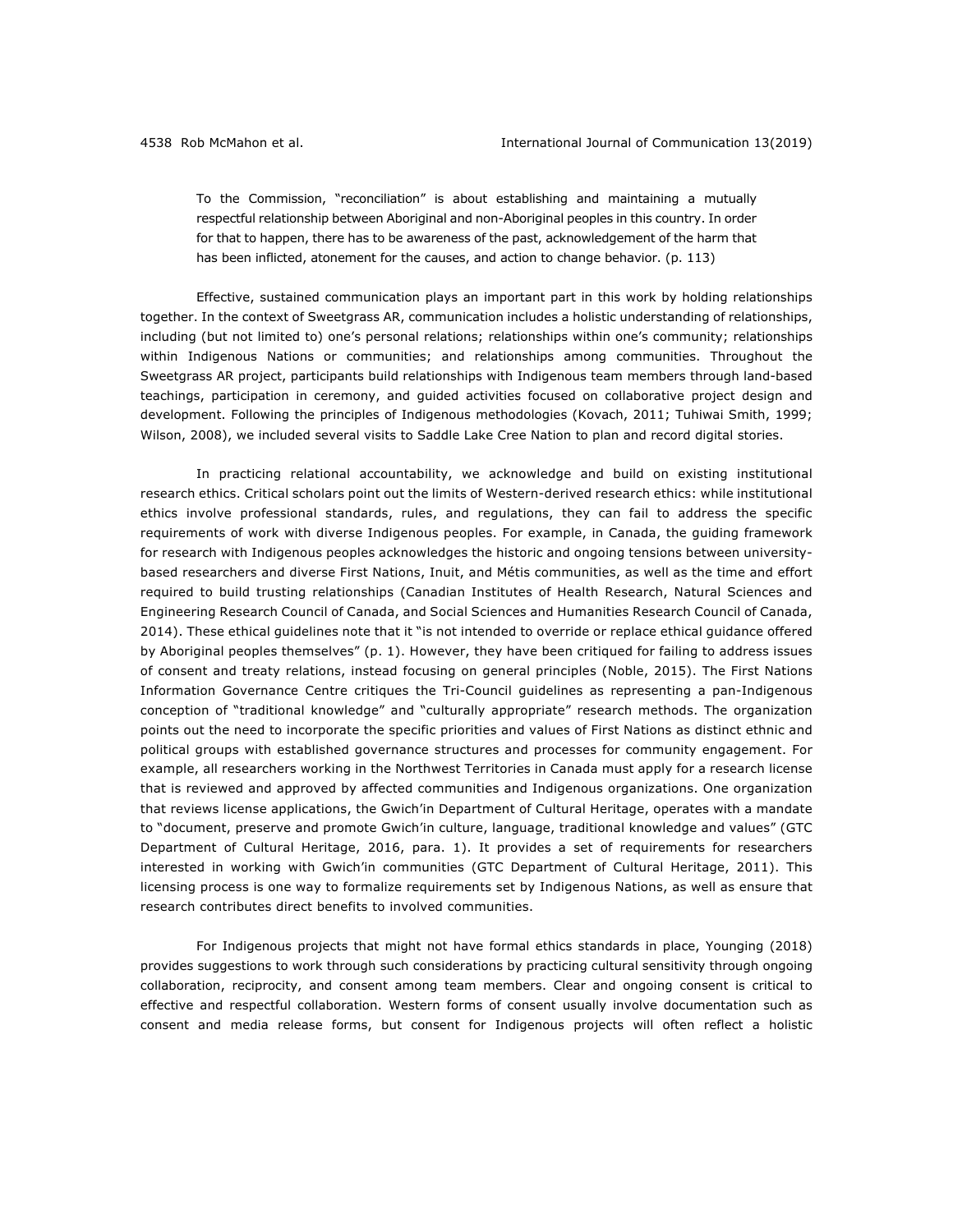> To the Commission, "reconciliation" is about establishing and maintaining a mutually respectful relationship between Aboriginal and non-Aboriginal peoples in this country. In order for that to happen, there has to be awareness of the past, acknowledgement of the harm that has been inflicted, atonement for the causes, and action to change behavior. (p. 113)

Effective, sustained communication plays an important part in this work by holding relationships together. In the context of Sweetgrass AR, communication includes a holistic understanding of relationships, including (but not limited to) one's personal relations; relationships within one's community; relationships within Indigenous Nations or communities; and relationships among communities. Throughout the Sweetgrass AR project, participants build relationships with Indigenous team members through land-based teachings, participation in ceremony, and guided activities focused on collaborative project design and development. Following the principles of Indigenous methodologies (Kovach, 2011; Tuhiwai Smith, 1999; Wilson, 2008), we included several visits to Saddle Lake Cree Nation to plan and record digital stories.

In practicing relational accountability, we acknowledge and build on existing institutional research ethics. Critical scholars point out the limits of Western-derived research ethics: while institutional ethics involve professional standards, rules, and regulations, they can fail to address the specific requirements of work with diverse Indigenous peoples. For example, in Canada, the guiding framework for research with Indigenous peoples acknowledges the historic and ongoing tensions between university-based researchers and diverse First Nations, Inuit, and Métis communities, as well as the time and effort required to build trusting relationships (Canadian Institutes of Health Research, Natural Sciences and Engineering Research Council of Canada, and Social Sciences and Humanities Research Council of Canada, 2014). These ethical guidelines note that it "is not intended to override or replace ethical guidance offered by Aboriginal peoples themselves" (p. 1). However, they have been critiqued for failing to address issues of consent and treaty relations, instead focusing on general principles (Noble, 2015). The First Nations Information Governance Centre critiques the Tri-Council guidelines as representing a pan-Indigenous conception of "traditional knowledge" and "culturally appropriate" research methods. The organization points out the need to incorporate the specific priorities and values of First Nations as distinct ethnic and political groups with established governance structures and processes for community engagement. For example, all researchers working in the Northwest Territories in Canada must apply for a research license that is reviewed and approved by affected communities and Indigenous organizations. One organization that reviews license applications, the Gwich'in Department of Cultural Heritage, operates with a mandate to "document, preserve and promote Gwich'in culture, language, traditional knowledge and values" (GTC Department of Cultural Heritage, 2016, para. 1). It provides a set of requirements for researchers interested in working with Gwich'in communities (GTC Department of Cultural Heritage, 2011). This licensing process is one way to formalize requirements set by Indigenous Nations, as well as ensure that research contributes direct benefits to involved communities.

For Indigenous projects that might not have formal ethics standards in place, Younging (2018) provides suggestions to work through such considerations by practicing cultural sensitivity through ongoing collaboration, reciprocity, and consent among team members. Clear and ongoing consent is critical to effective and respectful collaboration. Western forms of consent usually involve documentation such as consent and media release forms, but consent for Indigenous projects will often reflect a holistic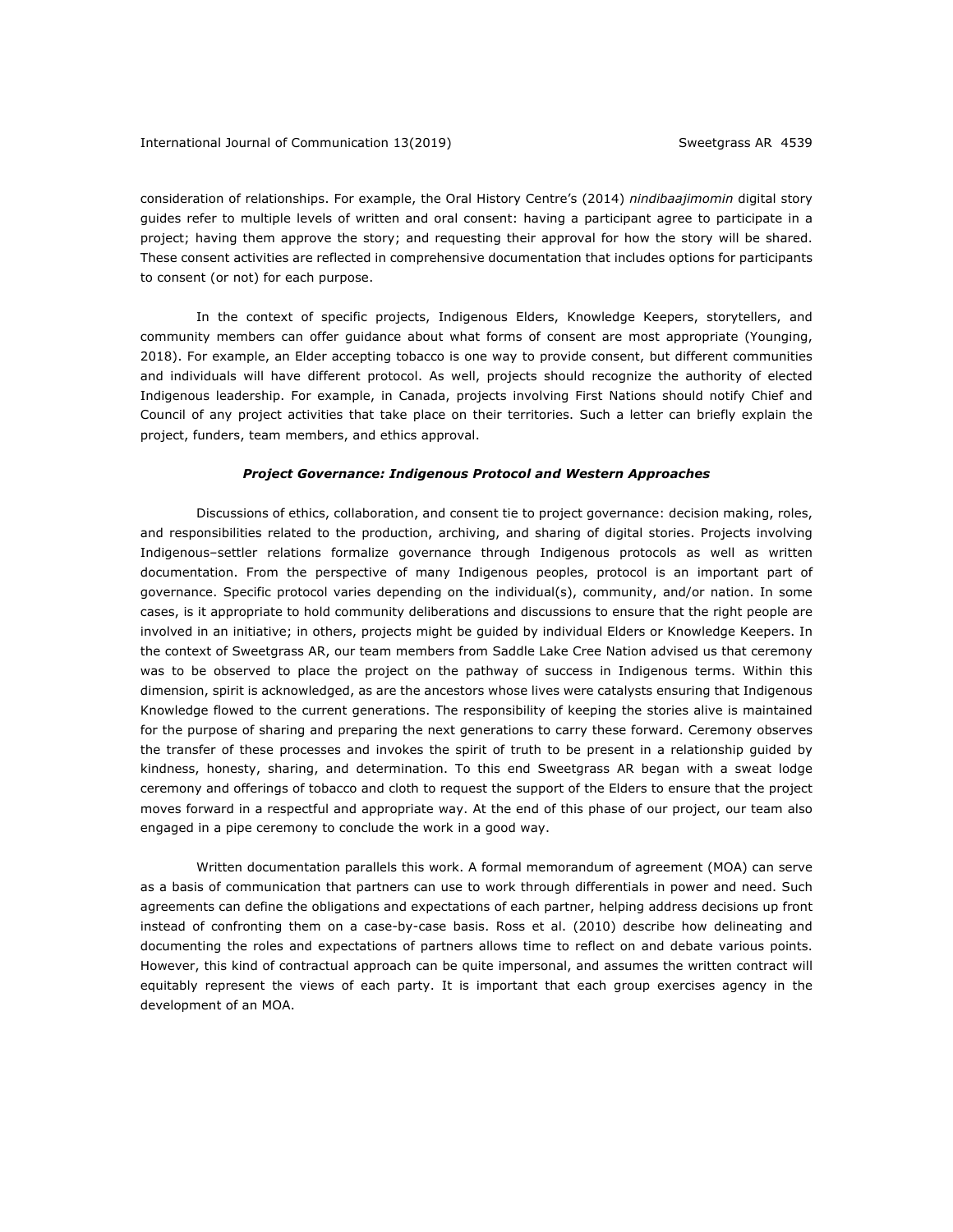consideration of relationships. For example, the Oral History Centre's (2014) *nindibaajimomin* digital story guides refer to multiple levels of written and oral consent: having a participant agree to participate in a project; having them approve the story; and requesting their approval for how the story will be shared. These consent activities are reflected in comprehensive documentation that includes options for participants to consent (or not) for each purpose.

In the context of specific projects, Indigenous Elders, Knowledge Keepers, storytellers, and community members can offer guidance about what forms of consent are most appropriate (Younging, 2018). For example, an Elder accepting tobacco is one way to provide consent, but different communities and individuals will have different protocol. As well, projects should recognize the authority of elected Indigenous leadership. For example, in Canada, projects involving First Nations should notify Chief and Council of any project activities that take place on their territories. Such a letter can briefly explain the project, funders, team members, and ethics approval.

### *Project Governance: Indigenous Protocol and Western Approaches*

Discussions of ethics, collaboration, and consent tie to project governance: decision making, roles, and responsibilities related to the production, archiving, and sharing of digital stories. Projects involving Indigenous–settler relations formalize governance through Indigenous protocols as well as written documentation. From the perspective of many Indigenous peoples, protocol is an important part of governance. Specific protocol varies depending on the individual(s), community, and/or nation. In some cases, is it appropriate to hold community deliberations and discussions to ensure that the right people are involved in an initiative; in others, projects might be guided by individual Elders or Knowledge Keepers. In the context of Sweetgrass AR, our team members from Saddle Lake Cree Nation advised us that ceremony was to be observed to place the project on the pathway of success in Indigenous terms. Within this dimension, spirit is acknowledged, as are the ancestors whose lives were catalysts ensuring that Indigenous Knowledge flowed to the current generations. The responsibility of keeping the stories alive is maintained for the purpose of sharing and preparing the next generations to carry these forward. Ceremony observes the transfer of these processes and invokes the spirit of truth to be present in a relationship guided by kindness, honesty, sharing, and determination. To this end Sweetgrass AR began with a sweat lodge ceremony and offerings of tobacco and cloth to request the support of the Elders to ensure that the project moves forward in a respectful and appropriate way. At the end of this phase of our project, our team also engaged in a pipe ceremony to conclude the work in a good way.

Written documentation parallels this work. A formal memorandum of agreement (MOA) can serve as a basis of communication that partners can use to work through differentials in power and need. Such agreements can define the obligations and expectations of each partner, helping address decisions up front instead of confronting them on a case-by-case basis. Ross et al. (2010) describe how delineating and documenting the roles and expectations of partners allows time to reflect on and debate various points. However, this kind of contractual approach can be quite impersonal, and assumes the written contract will equitably represent the views of each party. It is important that each group exercises agency in the development of an MOA.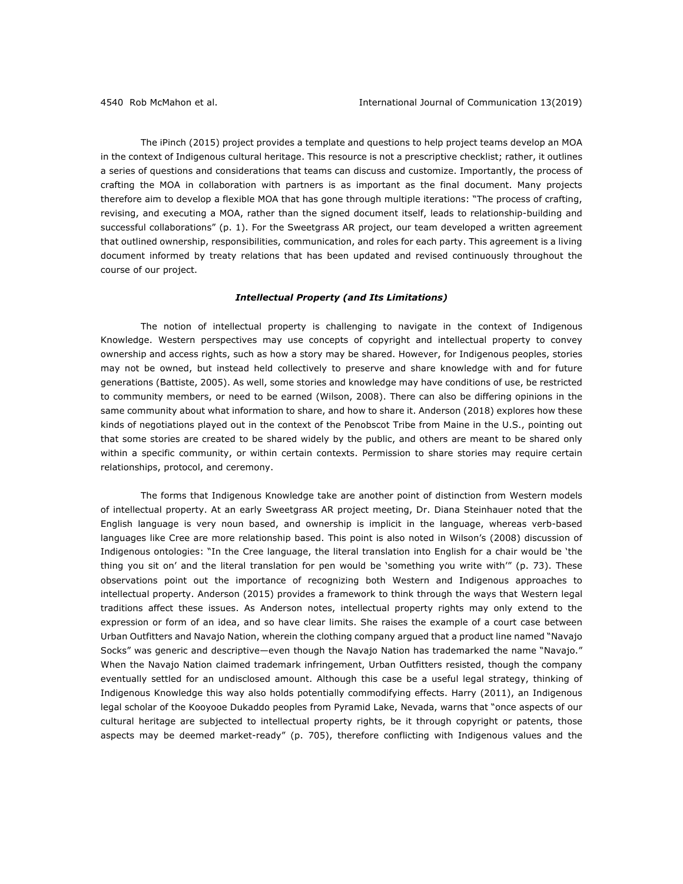The iPinch (2015) project provides a template and questions to help project teams develop an MOA in the context of Indigenous cultural heritage. This resource is not a prescriptive checklist; rather, it outlines a series of questions and considerations that teams can discuss and customize. Importantly, the process of crafting the MOA in collaboration with partners is as important as the final document. Many projects therefore aim to develop a flexible MOA that has gone through multiple iterations: "The process of crafting, revising, and executing a MOA, rather than the signed document itself, leads to relationship-building and successful collaborations" (p. 1). For the Sweetgrass AR project, our team developed a written agreement that outlined ownership, responsibilities, communication, and roles for each party. This agreement is a living document informed by treaty relations that has been updated and revised continuously throughout the course of our project.

### *Intellectual Property (and Its Limitations)*

The notion of intellectual property is challenging to navigate in the context of Indigenous Knowledge. Western perspectives may use concepts of copyright and intellectual property to convey ownership and access rights, such as how a story may be shared. However, for Indigenous peoples, stories may not be owned, but instead held collectively to preserve and share knowledge with and for future generations (Battiste, 2005). As well, some stories and knowledge may have conditions of use, be restricted to community members, or need to be earned (Wilson, 2008). There can also be differing opinions in the same community about what information to share, and how to share it. Anderson (2018) explores how these kinds of negotiations played out in the context of the Penobscot Tribe from Maine in the U.S., pointing out that some stories are created to be shared widely by the public, and others are meant to be shared only within a specific community, or within certain contexts. Permission to share stories may require certain relationships, protocol, and ceremony.

The forms that Indigenous Knowledge take are another point of distinction from Western models of intellectual property. At an early Sweetgrass AR project meeting, Dr. Diana Steinhauer noted that the English language is very noun based, and ownership is implicit in the language, whereas verb-based languages like Cree are more relationship based. This point is also noted in Wilson's (2008) discussion of Indigenous ontologies: "In the Cree language, the literal translation into English for a chair would be 'the thing you sit on' and the literal translation for pen would be 'something you write with'" (p. 73). These observations point out the importance of recognizing both Western and Indigenous approaches to intellectual property. Anderson (2015) provides a framework to think through the ways that Western legal traditions affect these issues. As Anderson notes, intellectual property rights may only extend to the expression or form of an idea, and so have clear limits. She raises the example of a court case between Urban Outfitters and Navajo Nation, wherein the clothing company argued that a product line named "Navajo Socks" was generic and descriptive—even though the Navajo Nation has trademarked the name "Navajo." When the Navajo Nation claimed trademark infringement, Urban Outfitters resisted, though the company eventually settled for an undisclosed amount. Although this case be a useful legal strategy, thinking of Indigenous Knowledge this way also holds potentially commodifying effects. Harry (2011), an Indigenous legal scholar of the Kooyooe Dukaddo peoples from Pyramid Lake, Nevada, warns that "once aspects of our cultural heritage are subjected to intellectual property rights, be it through copyright or patents, those aspects may be deemed market-ready" (p. 705), therefore conflicting with Indigenous values and the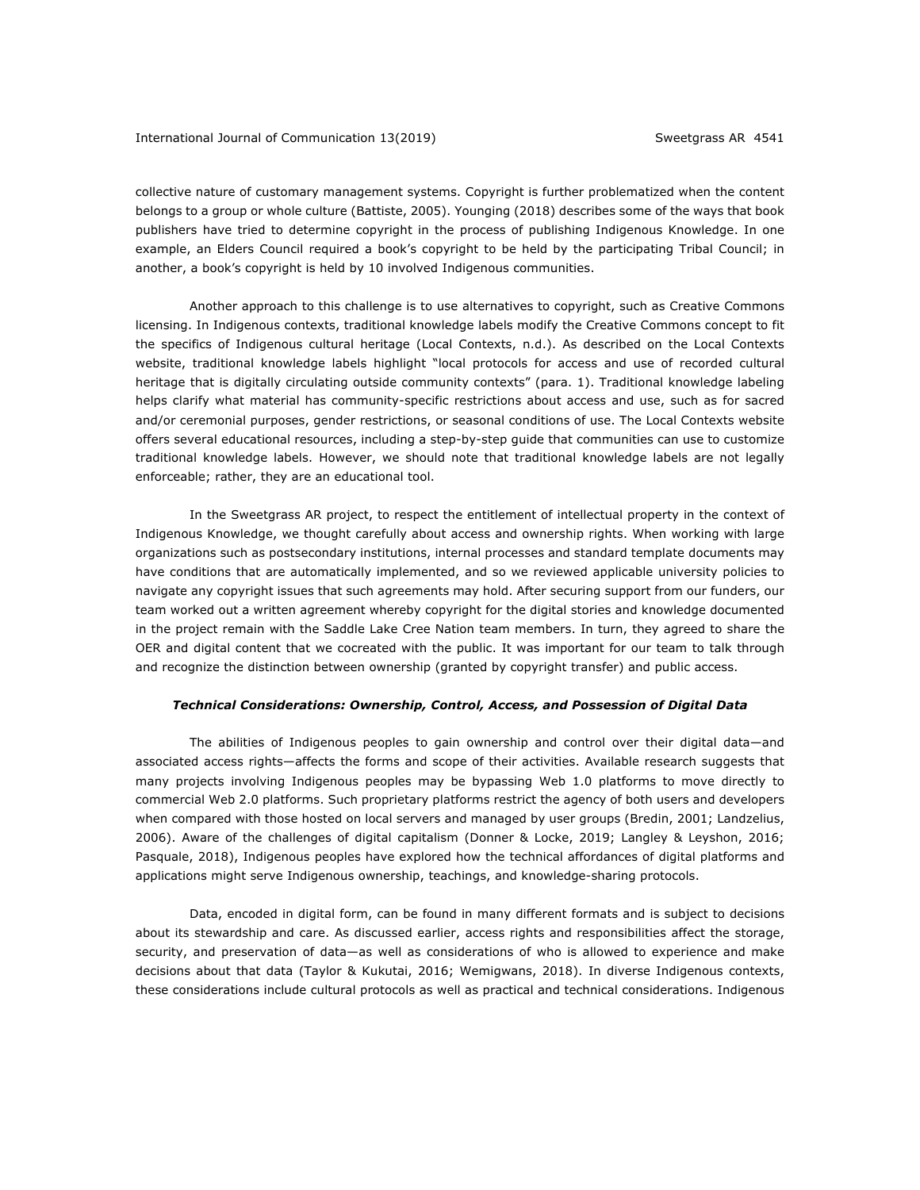collective nature of customary management systems. Copyright is further problematized when the content belongs to a group or whole culture (Battiste, 2005). Younging (2018) describes some of the ways that book publishers have tried to determine copyright in the process of publishing Indigenous Knowledge. In one example, an Elders Council required a book's copyright to be held by the participating Tribal Council; in another, a book's copyright is held by 10 involved Indigenous communities.

Another approach to this challenge is to use alternatives to copyright, such as Creative Commons licensing. In Indigenous contexts, traditional knowledge labels modify the Creative Commons concept to fit the specifics of Indigenous cultural heritage (Local Contexts, n.d.). As described on the Local Contexts website, traditional knowledge labels highlight "local protocols for access and use of recorded cultural heritage that is digitally circulating outside community contexts" (para. 1). Traditional knowledge labeling helps clarify what material has community-specific restrictions about access and use, such as for sacred and/or ceremonial purposes, gender restrictions, or seasonal conditions of use. The Local Contexts website offers several educational resources, including a step-by-step guide that communities can use to customize traditional knowledge labels. However, we should note that traditional knowledge labels are not legally enforceable; rather, they are an educational tool.

In the Sweetgrass AR project, to respect the entitlement of intellectual property in the context of Indigenous Knowledge, we thought carefully about access and ownership rights. When working with large organizations such as postsecondary institutions, internal processes and standard template documents may have conditions that are automatically implemented, and so we reviewed applicable university policies to navigate any copyright issues that such agreements may hold. After securing support from our funders, our team worked out a written agreement whereby copyright for the digital stories and knowledge documented in the project remain with the Saddle Lake Cree Nation team members. In turn, they agreed to share the OER and digital content that we cocreated with the public. It was important for our team to talk through and recognize the distinction between ownership (granted by copyright transfer) and public access.

### *Technical Considerations: Ownership, Control, Access, and Possession of Digital Data*

The abilities of Indigenous peoples to gain ownership and control over their digital data—and associated access rights—affects the forms and scope of their activities. Available research suggests that many projects involving Indigenous peoples may be bypassing Web 1.0 platforms to move directly to commercial Web 2.0 platforms. Such proprietary platforms restrict the agency of both users and developers when compared with those hosted on local servers and managed by user groups (Bredin, 2001; Landzelius, 2006). Aware of the challenges of digital capitalism (Donner & Locke, 2019; Langley & Leyshon, 2016; Pasquale, 2018), Indigenous peoples have explored how the technical affordances of digital platforms and applications might serve Indigenous ownership, teachings, and knowledge-sharing protocols.

Data, encoded in digital form, can be found in many different formats and is subject to decisions about its stewardship and care. As discussed earlier, access rights and responsibilities affect the storage, security, and preservation of data—as well as considerations of who is allowed to experience and make decisions about that data (Taylor & Kukutai, 2016; Wemigwans, 2018). In diverse Indigenous contexts, these considerations include cultural protocols as well as practical and technical considerations. Indigenous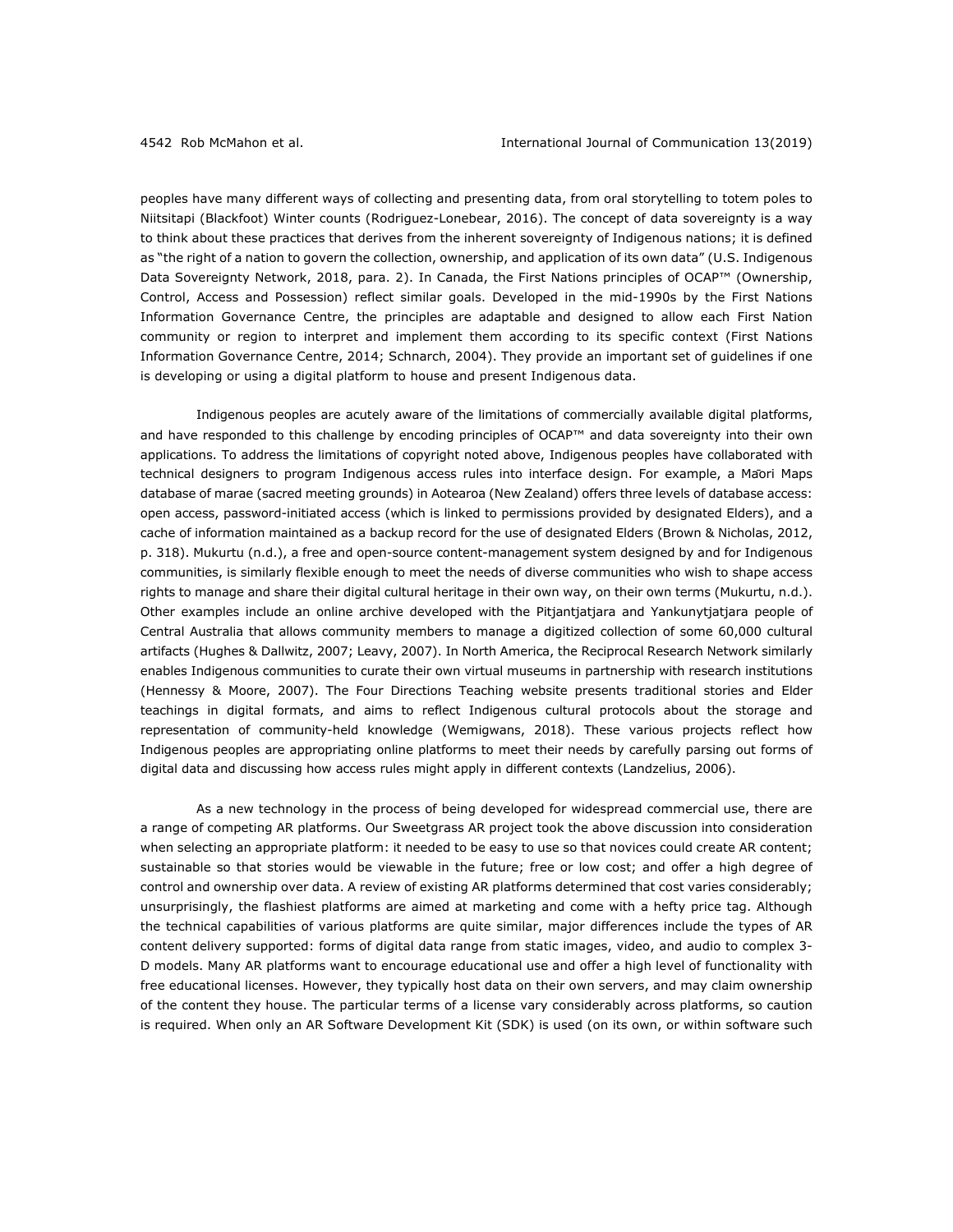peoples have many different ways of collecting and presenting data, from oral storytelling to totem poles to Niitsitapi (Blackfoot) Winter counts (Rodriguez-Lonebear, 2016). The concept of data sovereignty is a way to think about these practices that derives from the inherent sovereignty of Indigenous nations; it is defined as "the right of a nation to govern the collection, ownership, and application of its own data" (U.S. Indigenous Data Sovereignty Network, 2018, para. 2). In Canada, the First Nations principles of OCAP™ (Ownership, Control, Access and Possession) reflect similar goals. Developed in the mid-1990s by the First Nations Information Governance Centre, the principles are adaptable and designed to allow each First Nation community or region to interpret and implement them according to its specific context (First Nations Information Governance Centre, 2014; Schnarch, 2004). They provide an important set of guidelines if one is developing or using a digital platform to house and present Indigenous data.

Indigenous peoples are acutely aware of the limitations of commercially available digital platforms, and have responded to this challenge by encoding principles of OCAP™ and data sovereignty into their own applications. To address the limitations of copyright noted above, Indigenous peoples have collaborated with technical designers to program Indigenous access rules into interface design. For example, a Māori Maps database of marae (sacred meeting grounds) in Aotearoa (New Zealand) offers three levels of database access: open access, password-initiated access (which is linked to permissions provided by designated Elders), and a cache of information maintained as a backup record for the use of designated Elders (Brown & Nicholas, 2012, p. 318). Mukurtu (n.d.), a free and open-source content-management system designed by and for Indigenous communities, is similarly flexible enough to meet the needs of diverse communities who wish to shape access rights to manage and share their digital cultural heritage in their own way, on their own terms (Mukurtu, n.d.). Other examples include an online archive developed with the Pitjantjatjara and Yankunytjatjara people of Central Australia that allows community members to manage a digitized collection of some 60,000 cultural artifacts (Hughes & Dallwitz, 2007; Leavy, 2007). In North America, the Reciprocal Research Network similarly enables Indigenous communities to curate their own virtual museums in partnership with research institutions (Hennessy & Moore, 2007). The Four Directions Teaching website presents traditional stories and Elder teachings in digital formats, and aims to reflect Indigenous cultural protocols about the storage and representation of community-held knowledge (Wemigwans, 2018). These various projects reflect how Indigenous peoples are appropriating online platforms to meet their needs by carefully parsing out forms of digital data and discussing how access rules might apply in different contexts (Landzelius, 2006).

As a new technology in the process of being developed for widespread commercial use, there are a range of competing AR platforms. Our Sweetgrass AR project took the above discussion into consideration when selecting an appropriate platform: it needed to be easy to use so that novices could create AR content; sustainable so that stories would be viewable in the future; free or low cost; and offer a high degree of control and ownership over data. A review of existing AR platforms determined that cost varies considerably; unsurprisingly, the flashiest platforms are aimed at marketing and come with a hefty price tag. Although the technical capabilities of various platforms are quite similar, major differences include the types of AR content delivery supported: forms of digital data range from static images, video, and audio to complex 3-D models. Many AR platforms want to encourage educational use and offer a high level of functionality with free educational licenses. However, they typically host data on their own servers, and may claim ownership of the content they house. The particular terms of a license vary considerably across platforms, so caution is required. When only an AR Software Development Kit (SDK) is used (on its own, or within software such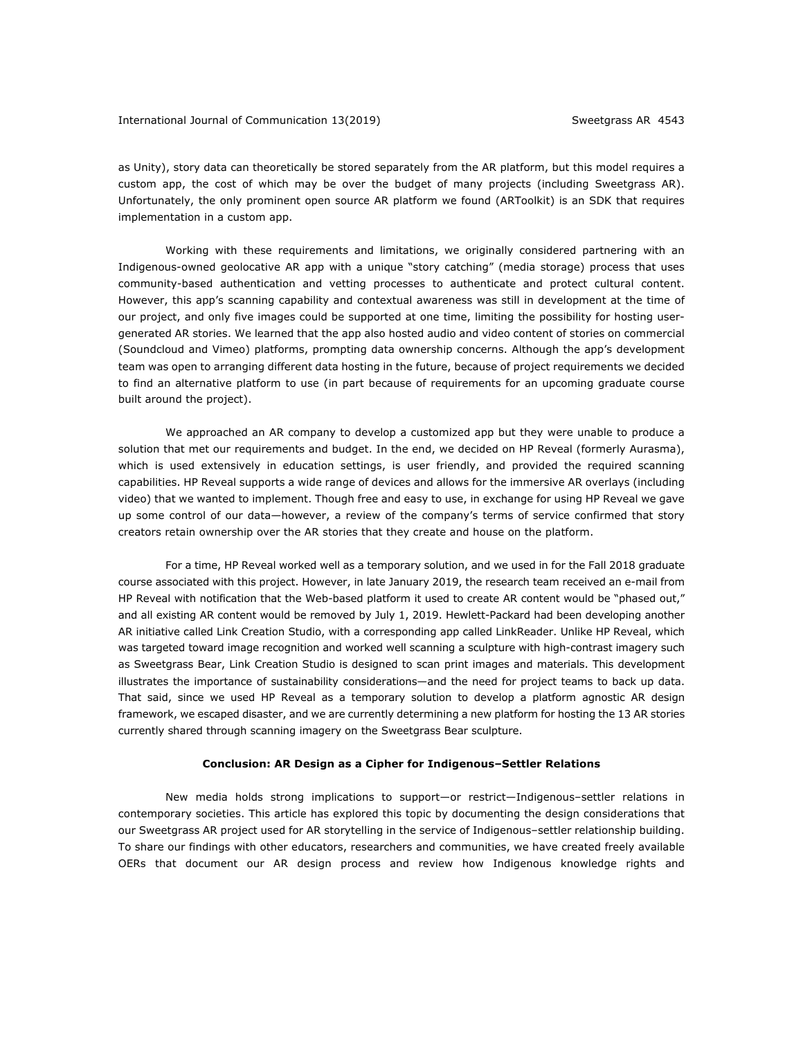as Unity), story data can theoretically be stored separately from the AR platform, but this model requires a custom app, the cost of which may be over the budget of many projects (including Sweetgrass AR). Unfortunately, the only prominent open source AR platform we found (ARToolkit) is an SDK that requires implementation in a custom app.

Working with these requirements and limitations, we originally considered partnering with an Indigenous-owned geolocative AR app with a unique "story catching" (media storage) process that uses community-based authentication and vetting processes to authenticate and protect cultural content. However, this app's scanning capability and contextual awareness was still in development at the time of our project, and only five images could be supported at one time, limiting the possibility for hosting user-generated AR stories. We learned that the app also hosted audio and video content of stories on commercial (Soundcloud and Vimeo) platforms, prompting data ownership concerns. Although the app's development team was open to arranging different data hosting in the future, because of project requirements we decided to find an alternative platform to use (in part because of requirements for an upcoming graduate course built around the project).

We approached an AR company to develop a customized app but they were unable to produce a solution that met our requirements and budget. In the end, we decided on HP Reveal (formerly Aurasma), which is used extensively in education settings, is user friendly, and provided the required scanning capabilities. HP Reveal supports a wide range of devices and allows for the immersive AR overlays (including video) that we wanted to implement. Though free and easy to use, in exchange for using HP Reveal we gave up some control of our data—however, a review of the company's terms of service confirmed that story creators retain ownership over the AR stories that they create and house on the platform.

For a time, HP Reveal worked well as a temporary solution, and we used in for the Fall 2018 graduate course associated with this project. However, in late January 2019, the research team received an e-mail from HP Reveal with notification that the Web-based platform it used to create AR content would be "phased out," and all existing AR content would be removed by July 1, 2019. Hewlett-Packard had been developing another AR initiative called Link Creation Studio, with a corresponding app called LinkReader. Unlike HP Reveal, which was targeted toward image recognition and worked well scanning a sculpture with high-contrast imagery such as Sweetgrass Bear, Link Creation Studio is designed to scan print images and materials. This development illustrates the importance of sustainability considerations—and the need for project teams to back up data. That said, since we used HP Reveal as a temporary solution to develop a platform agnostic AR design framework, we escaped disaster, and we are currently determining a new platform for hosting the 13 AR stories currently shared through scanning imagery on the Sweetgrass Bear sculpture.

## Conclusion: AR Design as a Cipher for Indigenous–Settler Relations

New media holds strong implications to support—or restrict—Indigenous–settler relations in contemporary societies. This article has explored this topic by documenting the design considerations that our Sweetgrass AR project used for AR storytelling in the service of Indigenous–settler relationship building. To share our findings with other educators, researchers and communities, we have created freely available OERs that document our AR design process and review how Indigenous knowledge rights and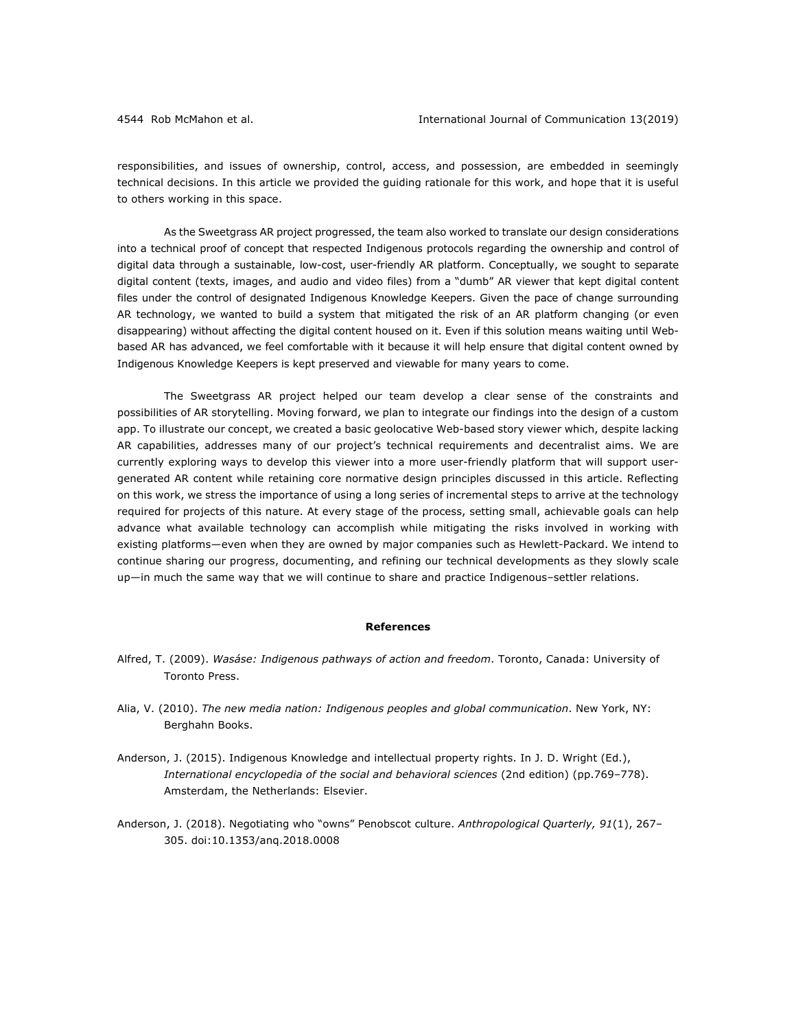responsibilities, and issues of ownership, control, access, and possession, are embedded in seemingly technical decisions. In this article we provided the guiding rationale for this work, and hope that it is useful to others working in this space.

As the Sweetgrass AR project progressed, the team also worked to translate our design considerations into a technical proof of concept that respected Indigenous protocols regarding the ownership and control of digital data through a sustainable, low-cost, user-friendly AR platform. Conceptually, we sought to separate digital content (texts, images, and audio and video files) from a "dumb" AR viewer that kept digital content files under the control of designated Indigenous Knowledge Keepers. Given the pace of change surrounding AR technology, we wanted to build a system that mitigated the risk of an AR platform changing (or even disappearing) without affecting the digital content housed on it. Even if this solution means waiting until Web-based AR has advanced, we feel comfortable with it because it will help ensure that digital content owned by Indigenous Knowledge Keepers is kept preserved and viewable for many years to come.

The Sweetgrass AR project helped our team develop a clear sense of the constraints and possibilities of AR storytelling. Moving forward, we plan to integrate our findings into the design of a custom app. To illustrate our concept, we created a basic geolocative Web-based story viewer which, despite lacking AR capabilities, addresses many of our project's technical requirements and decentralist aims. We are currently exploring ways to develop this viewer into a more user-friendly platform that will support user-generated AR content while retaining core normative design principles discussed in this article. Reflecting on this work, we stress the importance of using a long series of incremental steps to arrive at the technology required for projects of this nature. At every stage of the process, setting small, achievable goals can help advance what available technology can accomplish while mitigating the risks involved in working with existing platforms—even when they are owned by major companies such as Hewlett-Packard. We intend to continue sharing our progress, documenting, and refining our technical developments as they slowly scale up—in much the same way that we will continue to share and practice Indigenous–settler relations.

## References

Alfred, T. (2009). *Wasáse: Indigenous pathways of action and freedom*. Toronto, Canada: University of Toronto Press.

Alia, V. (2010). *The new media nation: Indigenous peoples and global communication*. New York, NY: Berghahn Books.

Anderson, J. (2015). Indigenous Knowledge and intellectual property rights. In J. D. Wright (Ed.), *International encyclopedia of the social and behavioral sciences* (2nd edition) (pp.769–778). Amsterdam, the Netherlands: Elsevier.

Anderson, J. (2018). Negotiating who "owns" Penobscot culture. *Anthropological Quarterly, 91*(1), 267–305. doi:10.1353/anq.2018.0008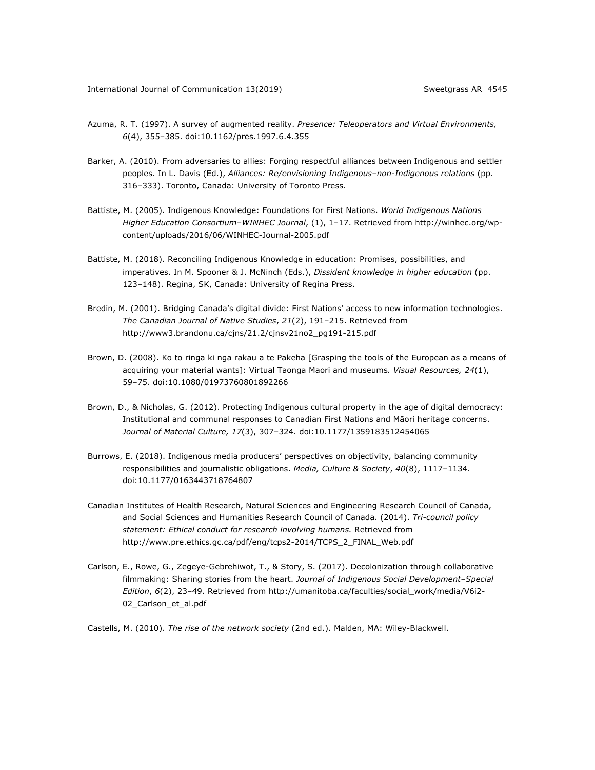Azuma, R. T. (1997). A survey of augmented reality. *Presence: Teleoperators and Virtual Environments, 6*(4), 355–385. doi:10.1162/pres.1997.6.4.355

Barker, A. (2010). From adversaries to allies: Forging respectful alliances between Indigenous and settler peoples. In L. Davis (Ed.), *Alliances: Re/envisioning Indigenous–non-Indigenous relations* (pp. 316–333). Toronto, Canada: University of Toronto Press.

Battiste, M. (2005). Indigenous Knowledge: Foundations for First Nations. *World Indigenous Nations Higher Education Consortium–WINHEC Journal*, (1), 1–17. Retrieved from http://winhec.org/wp-content/uploads/2016/06/WINHEC-Journal-2005.pdf

Battiste, M. (2018). Reconciling Indigenous Knowledge in education: Promises, possibilities, and imperatives. In M. Spooner & J. McNinch (Eds.), *Dissident knowledge in higher education* (pp. 123–148). Regina, SK, Canada: University of Regina Press.

Bredin, M. (2001). Bridging Canada's digital divide: First Nations' access to new information technologies. *The Canadian Journal of Native Studies*, *21*(2), 191–215. Retrieved from http://www3.brandonu.ca/cjns/21.2/cjnsv21no2_pg191-215.pdf

Brown, D. (2008). Ko to ringa ki nga rakau a te Pakeha [Grasping the tools of the European as a means of acquiring your material wants]: Virtual Taonga Maori and museums. *Visual Resources, 24*(1), 59–75. doi:10.1080/01973760801892266

Brown, D., & Nicholas, G. (2012). Protecting Indigenous cultural property in the age of digital democracy: Institutional and communal responses to Canadian First Nations and Māori heritage concerns. *Journal of Material Culture, 17*(3), 307–324. doi:10.1177/1359183512454065

Burrows, E. (2018). Indigenous media producers' perspectives on objectivity, balancing community responsibilities and journalistic obligations. *Media, Culture & Society*, *40*(8), 1117–1134. doi:10.1177/0163443718764807

Canadian Institutes of Health Research, Natural Sciences and Engineering Research Council of Canada, and Social Sciences and Humanities Research Council of Canada. (2014). *Tri-council policy statement: Ethical conduct for research involving humans.* Retrieved from http://www.pre.ethics.gc.ca/pdf/eng/tcps2-2014/TCPS_2_FINAL_Web.pdf

Carlson, E., Rowe, G., Zegeye-Gebrehiwot, T., & Story, S. (2017). Decolonization through collaborative filmmaking: Sharing stories from the heart. *Journal of Indigenous Social Development–Special Edition*, *6*(2), 23–49. Retrieved from http://umanitoba.ca/faculties/social_work/media/V6i2-02_Carlson_et_al.pdf

Castells, M. (2010). *The rise of the network society* (2nd ed.). Malden, MA: Wiley-Blackwell.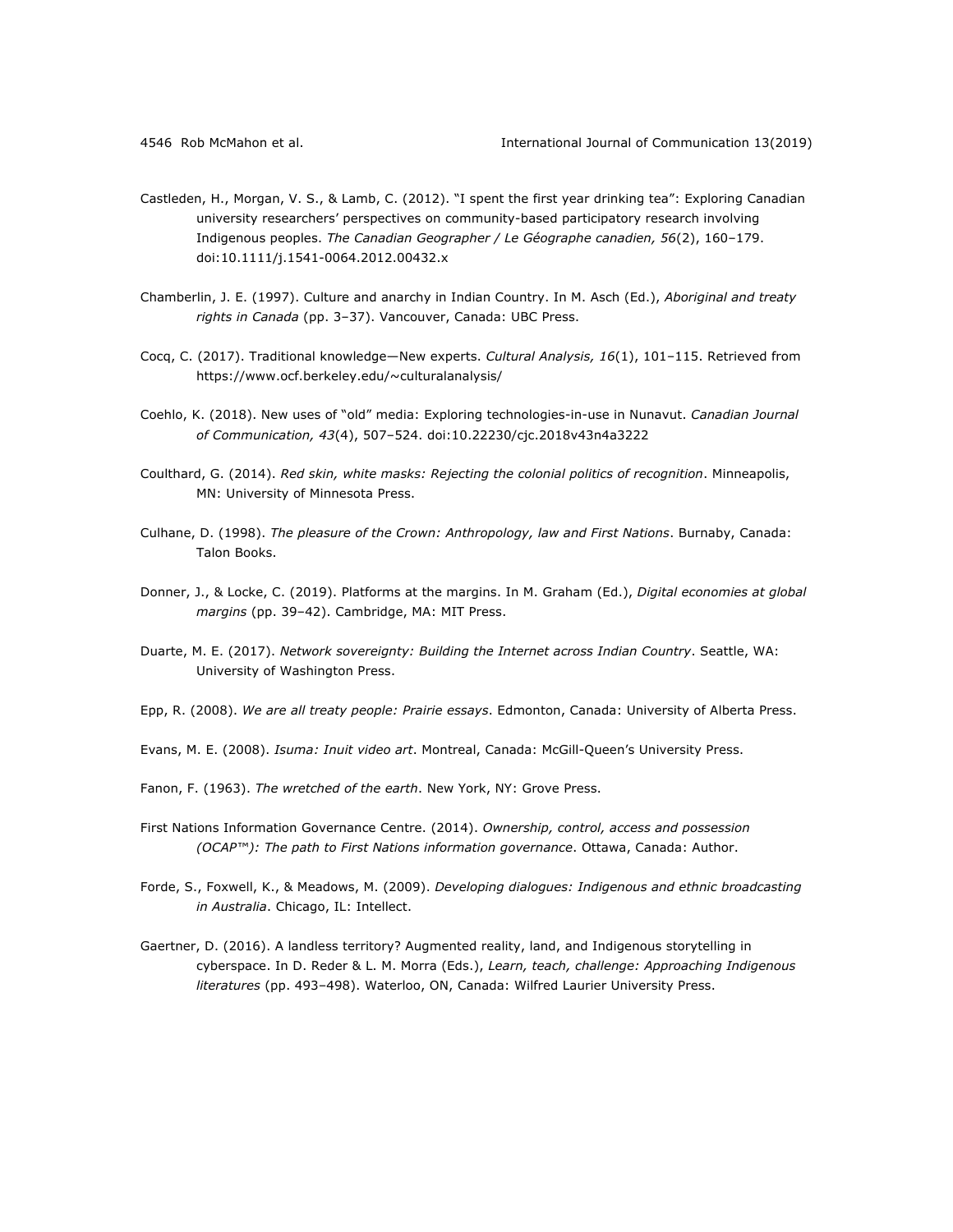Castleden, H., Morgan, V. S., & Lamb, C. (2012). "I spent the first year drinking tea": Exploring Canadian university researchers' perspectives on community-based participatory research involving Indigenous peoples. *The Canadian Geographer / Le Géographe canadien, 56*(2), 160–179. doi:10.1111/j.1541-0064.2012.00432.x

Chamberlin, J. E. (1997). Culture and anarchy in Indian Country. In M. Asch (Ed.), *Aboriginal and treaty rights in Canada* (pp. 3–37). Vancouver, Canada: UBC Press.

Cocq, C. (2017). Traditional knowledge—New experts. *Cultural Analysis, 16*(1), 101–115. Retrieved from https://www.ocf.berkeley.edu/~culturalanalysis/

Coehlo, K. (2018). New uses of "old" media: Exploring technologies-in-use in Nunavut. *Canadian Journal of Communication, 43*(4), 507–524. doi:10.22230/cjc.2018v43n4a3222

Coulthard, G. (2014). *Red skin, white masks: Rejecting the colonial politics of recognition*. Minneapolis, MN: University of Minnesota Press.

Culhane, D. (1998). *The pleasure of the Crown: Anthropology, law and First Nations*. Burnaby, Canada: Talon Books.

Donner, J., & Locke, C. (2019). Platforms at the margins. In M. Graham (Ed.), *Digital economies at global margins* (pp. 39–42). Cambridge, MA: MIT Press.

Duarte, M. E. (2017). *Network sovereignty: Building the Internet across Indian Country*. Seattle, WA: University of Washington Press.

Epp, R. (2008). *We are all treaty people: Prairie essays*. Edmonton, Canada: University of Alberta Press.

Evans, M. E. (2008). *Isuma: Inuit video art*. Montreal, Canada: McGill-Queen's University Press.

Fanon, F. (1963). *The wretched of the earth*. New York, NY: Grove Press.

First Nations Information Governance Centre. (2014). *Ownership, control, access and possession (OCAP™): The path to First Nations information governance*. Ottawa, Canada: Author.

Forde, S., Foxwell, K., & Meadows, M. (2009). *Developing dialogues: Indigenous and ethnic broadcasting in Australia*. Chicago, IL: Intellect.

Gaertner, D. (2016). A landless territory? Augmented reality, land, and Indigenous storytelling in cyberspace. In D. Reder & L. M. Morra (Eds.), *Learn, teach, challenge: Approaching Indigenous literatures* (pp. 493–498). Waterloo, ON, Canada: Wilfred Laurier University Press.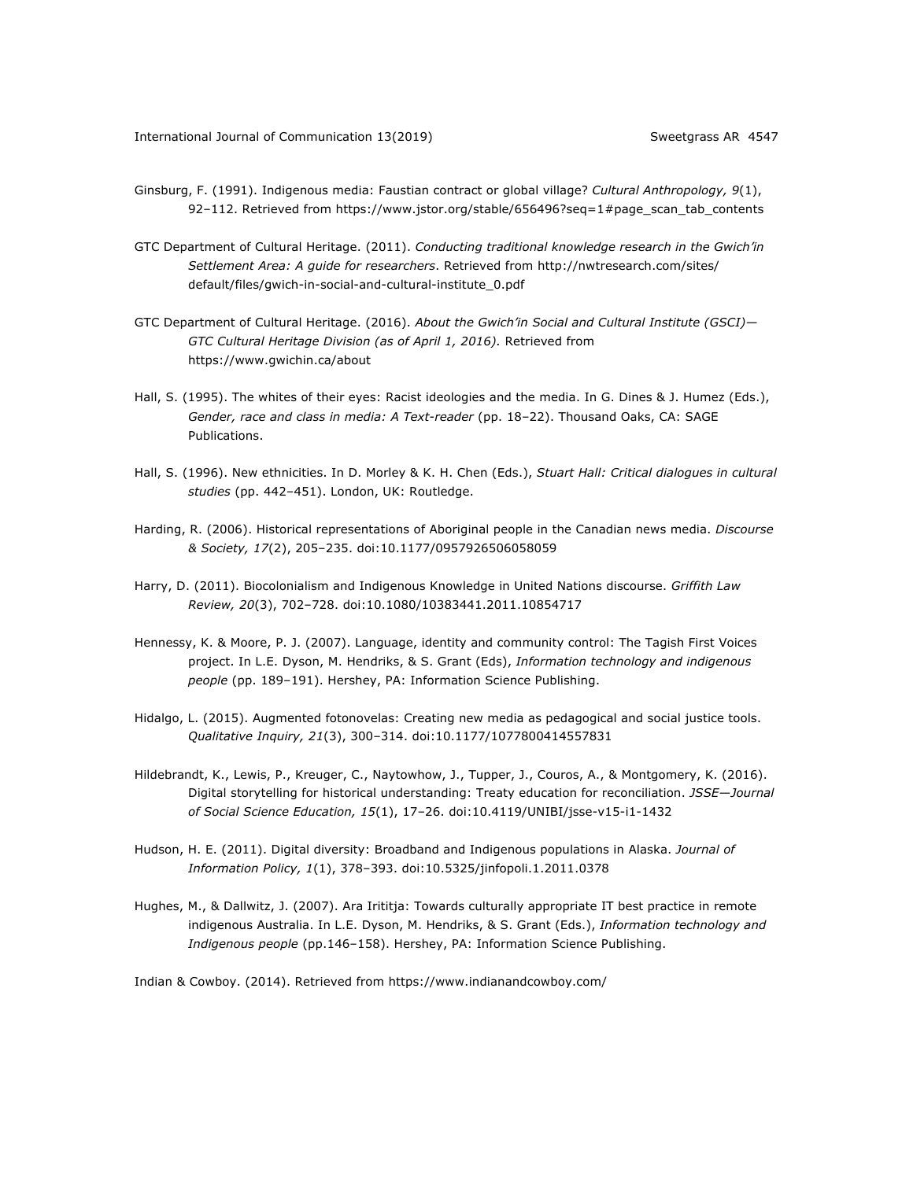Ginsburg, F. (1991). Indigenous media: Faustian contract or global village? *Cultural Anthropology, 9*(1), 92–112. Retrieved from https://www.jstor.org/stable/656496?seq=1#page_scan_tab_contents

GTC Department of Cultural Heritage. (2011). *Conducting traditional knowledge research in the Gwich'in Settlement Area: A guide for researchers*. Retrieved from http://nwtresearch.com/sites/default/files/gwich-in-social-and-cultural-institute_0.pdf

GTC Department of Cultural Heritage. (2016). *About the Gwich'in Social and Cultural Institute (GSCI)—GTC Cultural Heritage Division (as of April 1, 2016).* Retrieved from https://www.gwichin.ca/about

Hall, S. (1995). The whites of their eyes: Racist ideologies and the media. In G. Dines & J. Humez (Eds.), *Gender, race and class in media: A Text-reader* (pp. 18–22). Thousand Oaks, CA: SAGE Publications.

Hall, S. (1996). New ethnicities. In D. Morley & K. H. Chen (Eds.), *Stuart Hall: Critical dialogues in cultural studies* (pp. 442–451). London, UK: Routledge.

Harding, R. (2006). Historical representations of Aboriginal people in the Canadian news media. *Discourse & Society, 17*(2), 205–235. doi:10.1177/0957926506058059

Harry, D. (2011). Biocolonialism and Indigenous Knowledge in United Nations discourse. *Griffith Law Review, 20*(3), 702–728. doi:10.1080/10383441.2011.10854717

Hennessy, K. & Moore, P. J. (2007). Language, identity and community control: The Tagish First Voices project. In L.E. Dyson, M. Hendriks, & S. Grant (Eds), *Information technology and indigenous people* (pp. 189–191). Hershey, PA: Information Science Publishing.

Hidalgo, L. (2015). Augmented fotonovelas: Creating new media as pedagogical and social justice tools. *Qualitative Inquiry, 21*(3), 300–314. doi:10.1177/1077800414557831

Hildebrandt, K., Lewis, P., Kreuger, C., Naytowhow, J., Tupper, J., Couros, A., & Montgomery, K. (2016). Digital storytelling for historical understanding: Treaty education for reconciliation. *JSSE—Journal of Social Science Education, 15*(1), 17–26. doi:10.4119/UNIBI/jsse-v15-i1-1432

Hudson, H. E. (2011). Digital diversity: Broadband and Indigenous populations in Alaska. *Journal of Information Policy, 1*(1), 378–393. doi:10.5325/jinfopoli.1.2011.0378

Hughes, M., & Dallwitz, J. (2007). Ara Irititja: Towards culturally appropriate IT best practice in remote indigenous Australia. In L.E. Dyson, M. Hendriks, & S. Grant (Eds.), *Information technology and Indigenous people* (pp.146–158). Hershey, PA: Information Science Publishing.

Indian & Cowboy. (2014). Retrieved from https://www.indianandcowboy.com/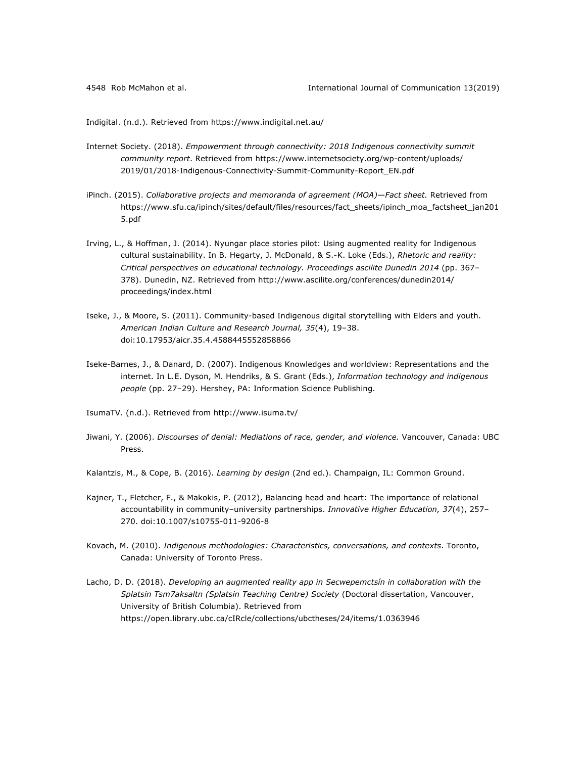Indigital. (n.d.). Retrieved from https://www.indigital.net.au/

Internet Society. (2018). *Empowerment through connectivity: 2018 Indigenous connectivity summit community report*. Retrieved from https://www.internetsociety.org/wp-content/uploads/2019/01/2018-Indigenous-Connectivity-Summit-Community-Report_EN.pdf

iPinch. (2015). *Collaborative projects and memoranda of agreement (MOA)—Fact sheet.* Retrieved from https://www.sfu.ca/ipinch/sites/default/files/resources/fact_sheets/ipinch_moa_factsheet_jan2015.pdf

Irving, L., & Hoffman, J. (2014). Nyungar place stories pilot: Using augmented reality for Indigenous cultural sustainability. In B. Hegarty, J. McDonald, & S.-K. Loke (Eds.), *Rhetoric and reality: Critical perspectives on educational technology. Proceedings ascilite Dunedin 2014* (pp. 367–378). Dunedin, NZ. Retrieved from http://www.ascilite.org/conferences/dunedin2014/proceedings/index.html

Iseke, J., & Moore, S. (2011). Community-based Indigenous digital storytelling with Elders and youth. *American Indian Culture and Research Journal, 35*(4), 19–38. doi:10.17953/aicr.35.4.4588445552858866

Iseke-Barnes, J., & Danard, D. (2007). Indigenous Knowledges and worldview: Representations and the internet. In L.E. Dyson, M. Hendriks, & S. Grant (Eds.), *Information technology and indigenous people* (pp. 27–29). Hershey, PA: Information Science Publishing.

IsumaTV. (n.d.). Retrieved from http://www.isuma.tv/

Jiwani, Y. (2006). *Discourses of denial: Mediations of race, gender, and violence.* Vancouver, Canada: UBC Press.

Kalantzis, M., & Cope, B. (2016). *Learning by design* (2nd ed.). Champaign, IL: Common Ground.

Kajner, T., Fletcher, F., & Makokis, P. (2012), Balancing head and heart: The importance of relational accountability in community–university partnerships. *Innovative Higher Education, 37*(4), 257–270. doi:10.1007/s10755-011-9206-8

Kovach, M. (2010). *Indigenous methodologies: Characteristics, conversations, and contexts*. Toronto, Canada: University of Toronto Press.

Lacho, D. D. (2018). *Developing an augmented reality app in Secwepemctsín in collaboration with the Splatsin Tsm7aksaltn (Splatsin Teaching Centre) Society* (Doctoral dissertation, Vancouver, University of British Columbia). Retrieved from https://open.library.ubc.ca/cIRcle/collections/ubctheses/24/items/1.0363946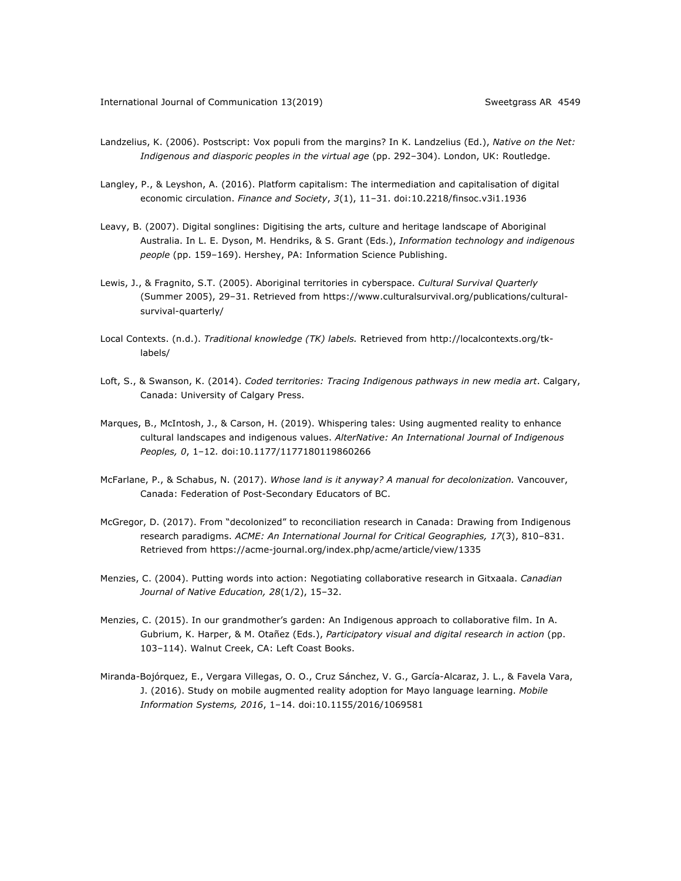Landzelius, K. (2006). Postscript: Vox populi from the margins? In K. Landzelius (Ed.), *Native on the Net: Indigenous and diasporic peoples in the virtual age* (pp. 292–304). London, UK: Routledge.

Langley, P., & Leyshon, A. (2016). Platform capitalism: The intermediation and capitalisation of digital economic circulation. *Finance and Society*, *3*(1), 11–31. doi:10.2218/finsoc.v3i1.1936

Leavy, B. (2007). Digital songlines: Digitising the arts, culture and heritage landscape of Aboriginal Australia. In L. E. Dyson, M. Hendriks, & S. Grant (Eds.), *Information technology and indigenous people* (pp. 159–169). Hershey, PA: Information Science Publishing.

Lewis, J., & Fragnito, S.T. (2005). Aboriginal territories in cyberspace. *Cultural Survival Quarterly* (Summer 2005), 29–31. Retrieved from https://www.culturalsurvival.org/publications/cultural-survival-quarterly/

Local Contexts. (n.d.). *Traditional knowledge (TK) labels.* Retrieved from http://localcontexts.org/tk-labels/

Loft, S., & Swanson, K. (2014). *Coded territories: Tracing Indigenous pathways in new media art*. Calgary, Canada: University of Calgary Press.

Marques, B., McIntosh, J., & Carson, H. (2019). Whispering tales: Using augmented reality to enhance cultural landscapes and indigenous values. *AlterNative: An International Journal of Indigenous Peoples, 0*, 1–12*.* doi:10.1177/1177180119860266

McFarlane, P., & Schabus, N. (2017). *Whose land is it anyway? A manual for decolonization.* Vancouver, Canada: Federation of Post-Secondary Educators of BC.

McGregor, D. (2017). From "decolonized" to reconciliation research in Canada: Drawing from Indigenous research paradigms. *ACME: An International Journal for Critical Geographies, 17*(3), 810–831. Retrieved from https://acme-journal.org/index.php/acme/article/view/1335

Menzies, C. (2004). Putting words into action: Negotiating collaborative research in Gitxaala. *Canadian Journal of Native Education, 28*(1/2), 15–32.

Menzies, C. (2015). In our grandmother's garden: An Indigenous approach to collaborative film. In A. Gubrium, K. Harper, & M. Otañez (Eds.), *Participatory visual and digital research in action* (pp. 103–114). Walnut Creek, CA: Left Coast Books.

Miranda-Bojórquez, E., Vergara Villegas, O. O., Cruz Sánchez, V. G., García-Alcaraz, J. L., & Favela Vara, J. (2016). Study on mobile augmented reality adoption for Mayo language learning. *Mobile Information Systems, 2016*, 1–14. doi:10.1155/2016/1069581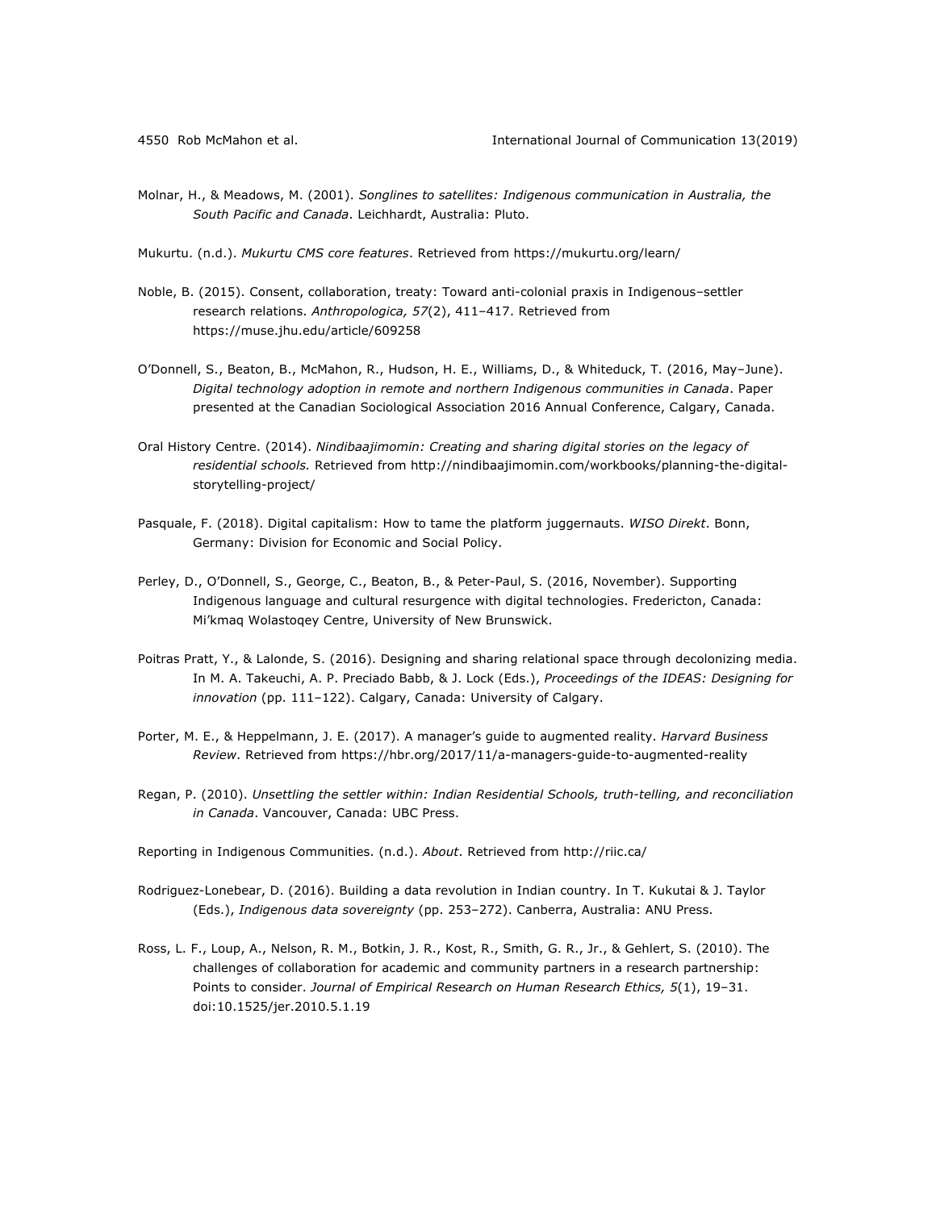Molnar, H., & Meadows, M. (2001). *Songlines to satellites: Indigenous communication in Australia, the South Pacific and Canada*. Leichhardt, Australia: Pluto.

Mukurtu. (n.d.). *Mukurtu CMS core features*. Retrieved from https://mukurtu.org/learn/

Noble, B. (2015). Consent, collaboration, treaty: Toward anti-colonial praxis in Indigenous–settler research relations. *Anthropologica, 57*(2), 411–417. Retrieved from https://muse.jhu.edu/article/609258

O'Donnell, S., Beaton, B., McMahon, R., Hudson, H. E., Williams, D., & Whiteduck, T. (2016, May–June). *Digital technology adoption in remote and northern Indigenous communities in Canada*. Paper presented at the Canadian Sociological Association 2016 Annual Conference, Calgary, Canada.

Oral History Centre. (2014). *Nindibaajimomin: Creating and sharing digital stories on the legacy of residential schools.* Retrieved from http://nindibaajimomin.com/workbooks/planning-the-digital-storytelling-project/

Pasquale, F. (2018). Digital capitalism: How to tame the platform juggernauts. *WISO Direkt*. Bonn, Germany: Division for Economic and Social Policy.

Perley, D., O'Donnell, S., George, C., Beaton, B., & Peter-Paul, S. (2016, November). Supporting Indigenous language and cultural resurgence with digital technologies. Fredericton, Canada: Mi'kmaq Wolastoqey Centre, University of New Brunswick.

Poitras Pratt, Y., & Lalonde, S. (2016). Designing and sharing relational space through decolonizing media. In M. A. Takeuchi, A. P. Preciado Babb, & J. Lock (Eds.), *Proceedings of the IDEAS: Designing for innovation* (pp. 111–122). Calgary, Canada: University of Calgary.

Porter, M. E., & Heppelmann, J. E. (2017). A manager's guide to augmented reality. *Harvard Business Review*. Retrieved from https://hbr.org/2017/11/a-managers-guide-to-augmented-reality

Regan, P. (2010). *Unsettling the settler within: Indian Residential Schools, truth-telling, and reconciliation in Canada*. Vancouver, Canada: UBC Press.

Reporting in Indigenous Communities. (n.d.). *About*. Retrieved from http://riic.ca/

Rodriguez-Lonebear, D. (2016). Building a data revolution in Indian country. In T. Kukutai & J. Taylor (Eds.), *Indigenous data sovereignty* (pp. 253–272). Canberra, Australia: ANU Press.

Ross, L. F., Loup, A., Nelson, R. M., Botkin, J. R., Kost, R., Smith, G. R., Jr., & Gehlert, S. (2010). The challenges of collaboration for academic and community partners in a research partnership: Points to consider. *Journal of Empirical Research on Human Research Ethics, 5*(1), 19–31. doi:10.1525/jer.2010.5.1.19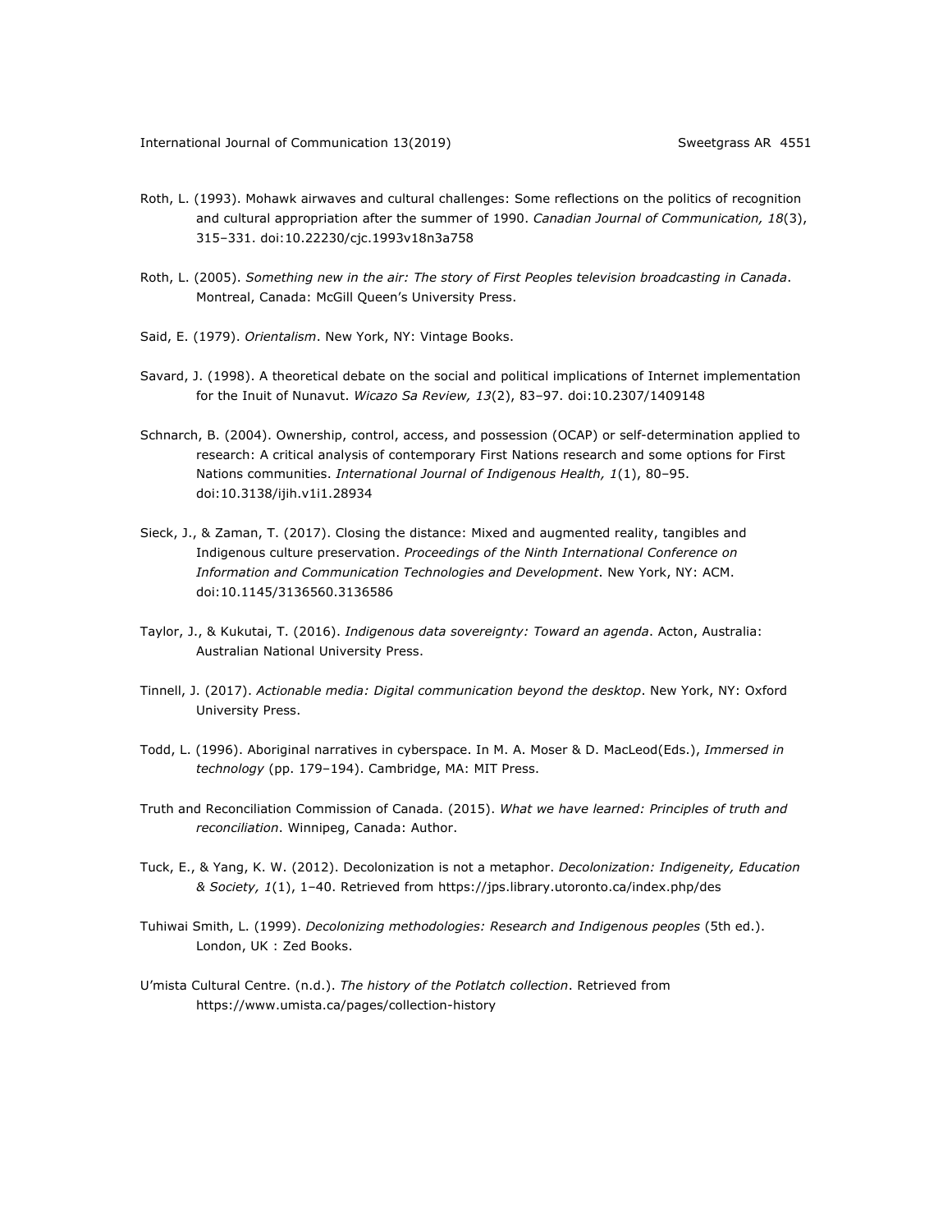Roth, L. (1993). Mohawk airwaves and cultural challenges: Some reflections on the politics of recognition and cultural appropriation after the summer of 1990. *Canadian Journal of Communication, 18*(3), 315–331. doi:10.22230/cjc.1993v18n3a758

Roth, L. (2005). *Something new in the air: The story of First Peoples television broadcasting in Canada*. Montreal, Canada: McGill Queen's University Press.

Said, E. (1979). *Orientalism*. New York, NY: Vintage Books.

Savard, J. (1998). A theoretical debate on the social and political implications of Internet implementation for the Inuit of Nunavut. *Wicazo Sa Review, 13*(2), 83–97. doi:10.2307/1409148

Schnarch, B. (2004). Ownership, control, access, and possession (OCAP) or self-determination applied to research: A critical analysis of contemporary First Nations research and some options for First Nations communities. *International Journal of Indigenous Health, 1*(1), 80–95. doi:10.3138/ijih.v1i1.28934

Sieck, J., & Zaman, T. (2017). Closing the distance: Mixed and augmented reality, tangibles and Indigenous culture preservation. *Proceedings of the Ninth International Conference on Information and Communication Technologies and Development*. New York, NY: ACM. doi:10.1145/3136560.3136586

Taylor, J., & Kukutai, T. (2016). *Indigenous data sovereignty: Toward an agenda*. Acton, Australia: Australian National University Press.

Tinnell, J. (2017). *Actionable media: Digital communication beyond the desktop*. New York, NY: Oxford University Press.

Todd, L. (1996). Aboriginal narratives in cyberspace. In M. A. Moser & D. MacLeod(Eds.), *Immersed in technology* (pp. 179–194). Cambridge, MA: MIT Press.

Truth and Reconciliation Commission of Canada. (2015). *What we have learned: Principles of truth and reconciliation*. Winnipeg, Canada: Author.

Tuck, E., & Yang, K. W. (2012). Decolonization is not a metaphor. *Decolonization: Indigeneity, Education & Society, 1*(1), 1–40. Retrieved from https://jps.library.utoronto.ca/index.php/des

Tuhiwai Smith, L. (1999). *Decolonizing methodologies: Research and Indigenous peoples* (5th ed.). London, UK : Zed Books.

U'mista Cultural Centre. (n.d.). *The history of the Potlatch collection*. Retrieved from https://www.umista.ca/pages/collection-history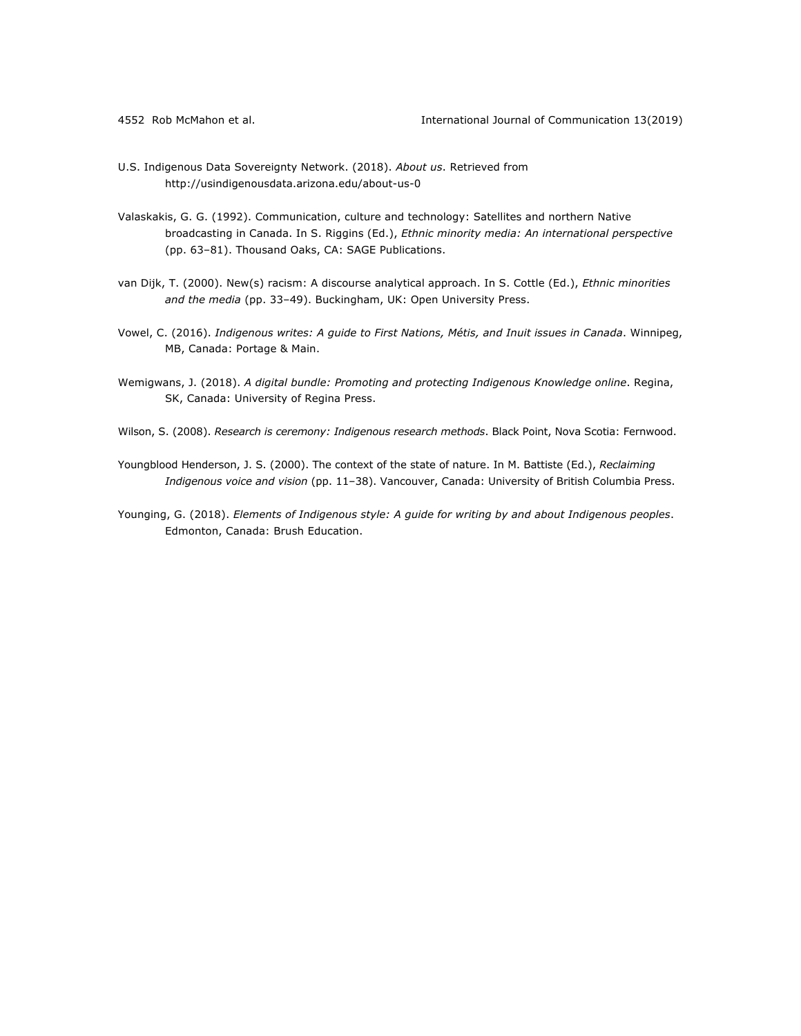U.S. Indigenous Data Sovereignty Network. (2018). *About us*. Retrieved from http://usindigenousdata.arizona.edu/about-us-0

Valaskakis, G. G. (1992). Communication, culture and technology: Satellites and northern Native broadcasting in Canada. In S. Riggins (Ed.), *Ethnic minority media: An international perspective* (pp. 63–81). Thousand Oaks, CA: SAGE Publications.

van Dijk, T. (2000). New(s) racism: A discourse analytical approach. In S. Cottle (Ed.), *Ethnic minorities and the media* (pp. 33–49). Buckingham, UK: Open University Press.

Vowel, C. (2016). *Indigenous writes: A guide to First Nations, Métis, and Inuit issues in Canada*. Winnipeg, MB, Canada: Portage & Main.

Wemigwans, J. (2018). *A digital bundle: Promoting and protecting Indigenous Knowledge online*. Regina, SK, Canada: University of Regina Press.

Wilson, S. (2008). *Research is ceremony: Indigenous research methods*. Black Point, Nova Scotia: Fernwood.

Youngblood Henderson, J. S. (2000). The context of the state of nature. In M. Battiste (Ed.), *Reclaiming Indigenous voice and vision* (pp. 11–38). Vancouver, Canada: University of British Columbia Press.

Younging, G. (2018). *Elements of Indigenous style: A guide for writing by and about Indigenous peoples*. Edmonton, Canada: Brush Education.